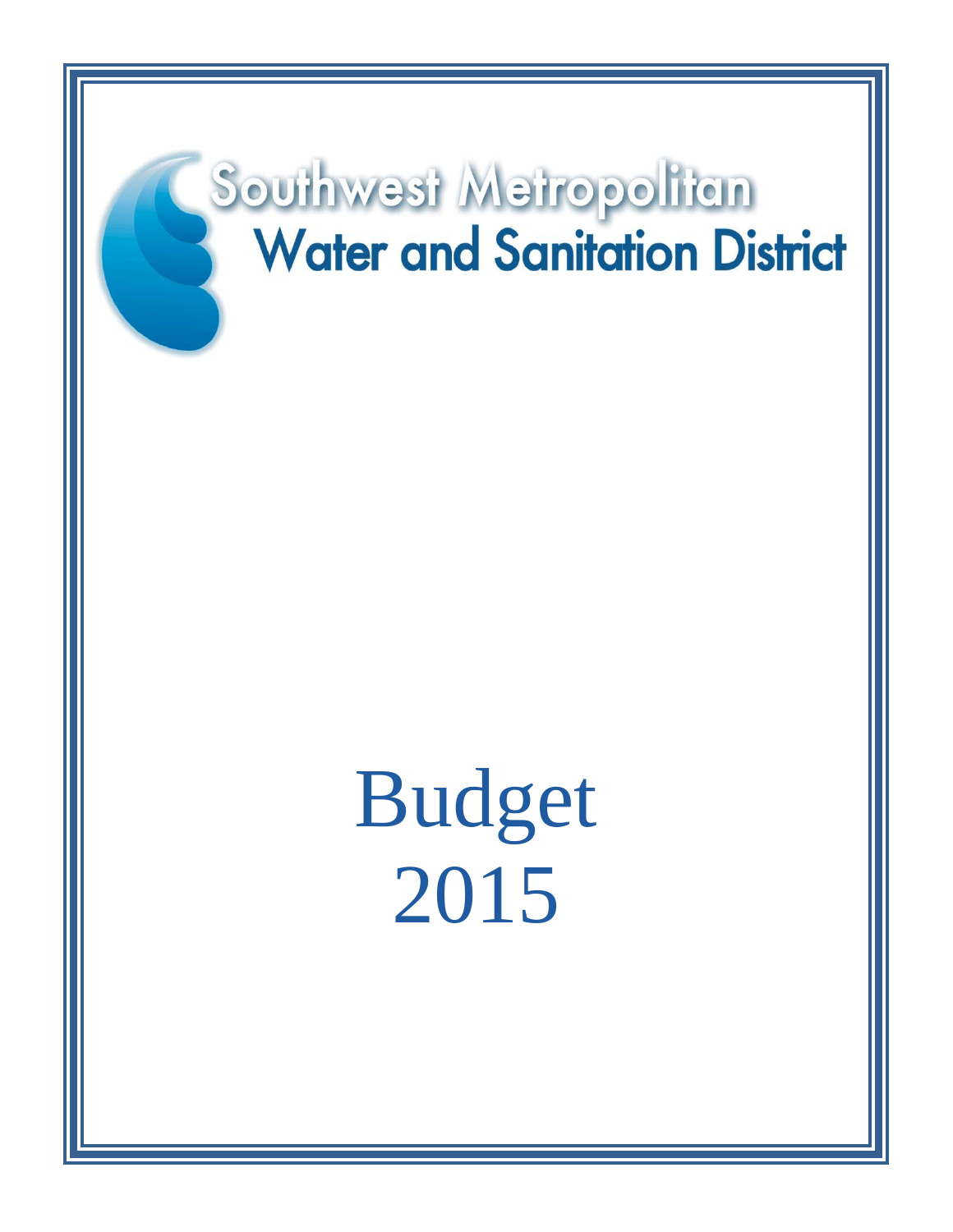# Southwest Metropolitan Water and Sanitation District

# Budget 2015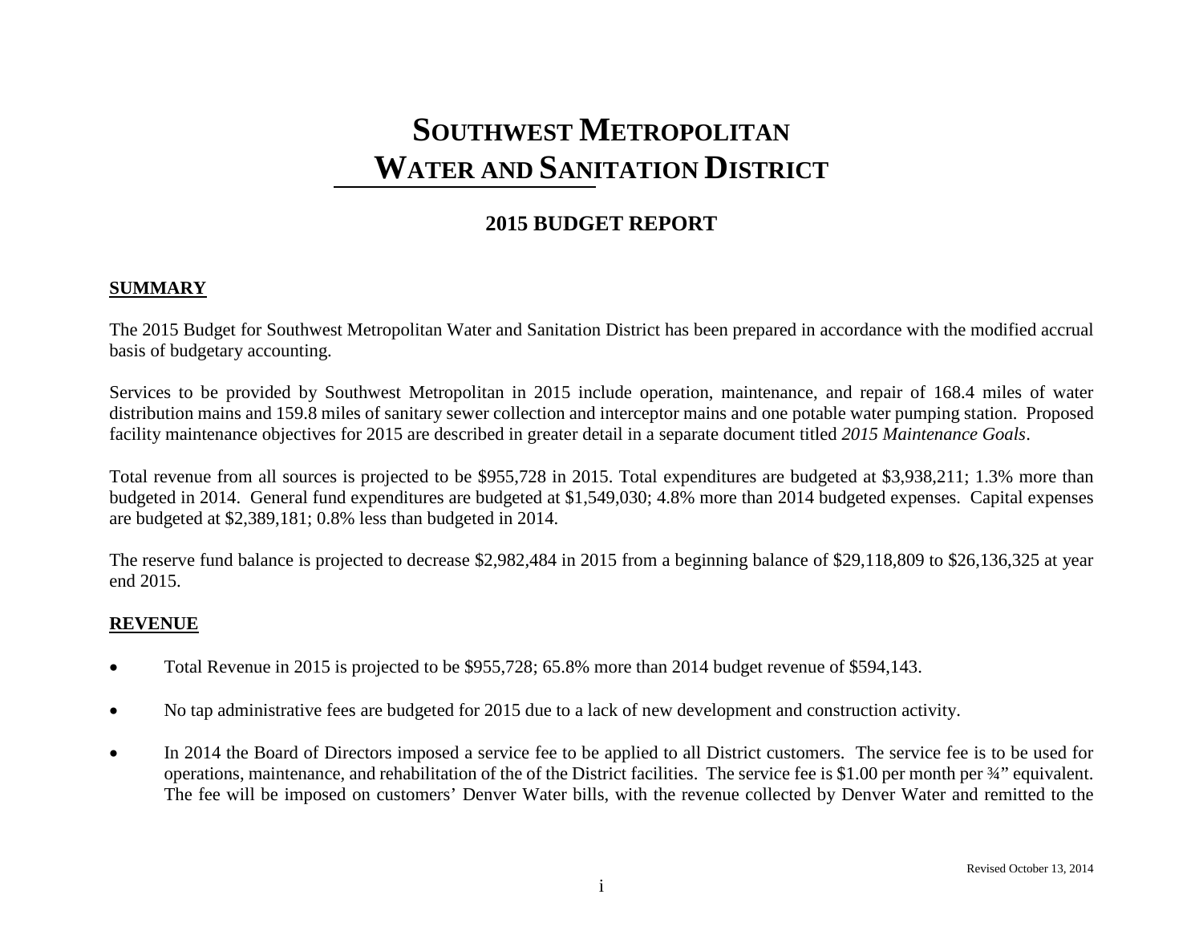# SOUTHWEST METROPOLITAN WATER AND SANITATION DISTRICT

## 2015 BUDGET REPORT

### SUMMARY

The 2015 Budget for Southwest Metropolitan Water and Sanitation District has been prepared in accordance with the modified accrual basis of budgetary accounting.

Services to be provided by Southwest Metropolitan in 2015 include operation, maintenance, and repair of 168.4 miles of water distribution mains and 159.8 miles of sanitary sewer collection and interceptor mains and one potable water pumping station. Proposed facility maintenance objectives for 2015 are described in greater detail in a separate document titled *2015 Maintenance Goals*.

Total revenue from all sources is projected to be $955,728 in 2015. Total expenditures are budgeted at $3,938,211; 1.3% more than budgeted in 2014. General fund expenditures are budgeted at $1,549,030; 4.8% more than 2014 budgeted expenses. Capital expenses are budgeted at $2,389,181; 0.8% less than budgeted in 2014.

The reserve fund balance is projected to decrease $2,982,484 in 2015 from a beginning balance of $29,118,809 to $26,136,325 at year end 2015.

### REVENUE

- Total Revenue in 2015 is projected to be $955,728; 65.8% more than 2014 budget revenue of $594,143.
- No tap administrative fees are budgeted for 2015 due to a lack of new development and construction activity.
- In 2014 the Board of Directors imposed a service fee to be applied to all District customers. The service fee is to be used for operations, maintenance, and rehabilitation of the of the District facilities. The service fee is $1.00 per month per ¾" equivalent. The fee will be imposed on customers' Denver Water bills, with the revenue collected by Denver Water and remitted to the

Revised October 13, 2014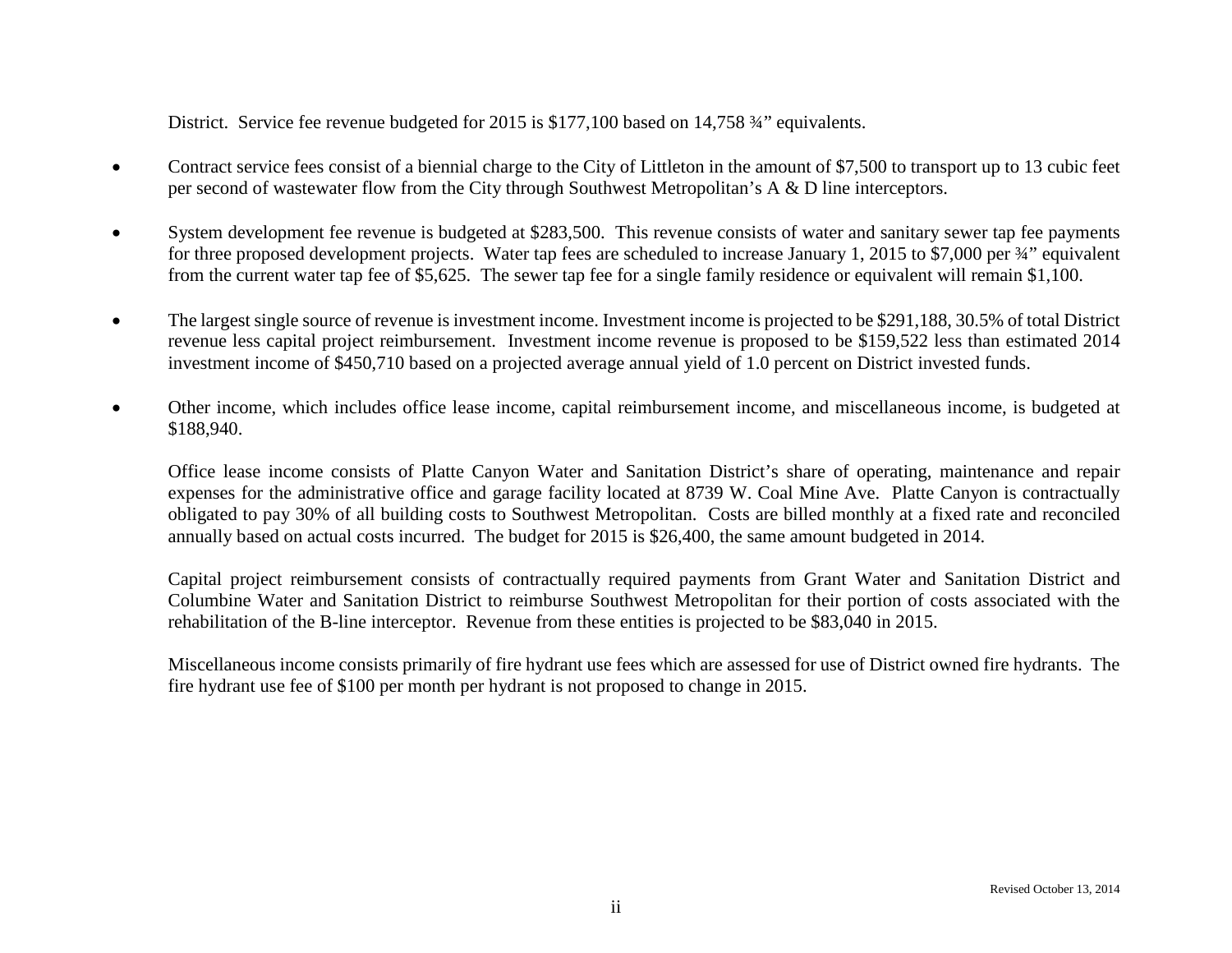District. Service fee revenue budgeted for 2015 is $177,100 based on 14,758 ¾” equivalents.

- Contract service fees consist of a biennial charge to the City of Littleton in the amount of $7,500 to transport up to 13 cubic feet per second of wastewater flow from the City through Southwest Metropolitan’s A & D line interceptors.

- System development fee revenue is budgeted at $283,500. This revenue consists of water and sanitary sewer tap fee payments for three proposed development projects. Water tap fees are scheduled to increase January 1, 2015 to $7,000 per ¾” equivalent from the current water tap fee of $5,625. The sewer tap fee for a single family residence or equivalent will remain $1,100.

- The largest single source of revenue is investment income. Investment income is projected to be $291,188, 30.5% of total District revenue less capital project reimbursement. Investment income revenue is proposed to be $159,522 less than estimated 2014 investment income of $450,710 based on a projected average annual yield of 1.0 percent on District invested funds.

- Other income, which includes office lease income, capital reimbursement income, and miscellaneous income, is budgeted at $188,940.

  Office lease income consists of Platte Canyon Water and Sanitation District’s share of operating, maintenance and repair expenses for the administrative office and garage facility located at 8739 W. Coal Mine Ave. Platte Canyon is contractually obligated to pay 30% of all building costs to Southwest Metropolitan. Costs are billed monthly at a fixed rate and reconciled annually based on actual costs incurred. The budget for 2015 is $26,400, the same amount budgeted in 2014.

  Capital project reimbursement consists of contractually required payments from Grant Water and Sanitation District and Columbine Water and Sanitation District to reimburse Southwest Metropolitan for their portion of costs associated with the rehabilitation of the B-line interceptor. Revenue from these entities is projected to be $83,040 in 2015.

  Miscellaneous income consists primarily of fire hydrant use fees which are assessed for use of District owned fire hydrants. The fire hydrant use fee of $100 per month per hydrant is not proposed to change in 2015.

Revised October 13, 2014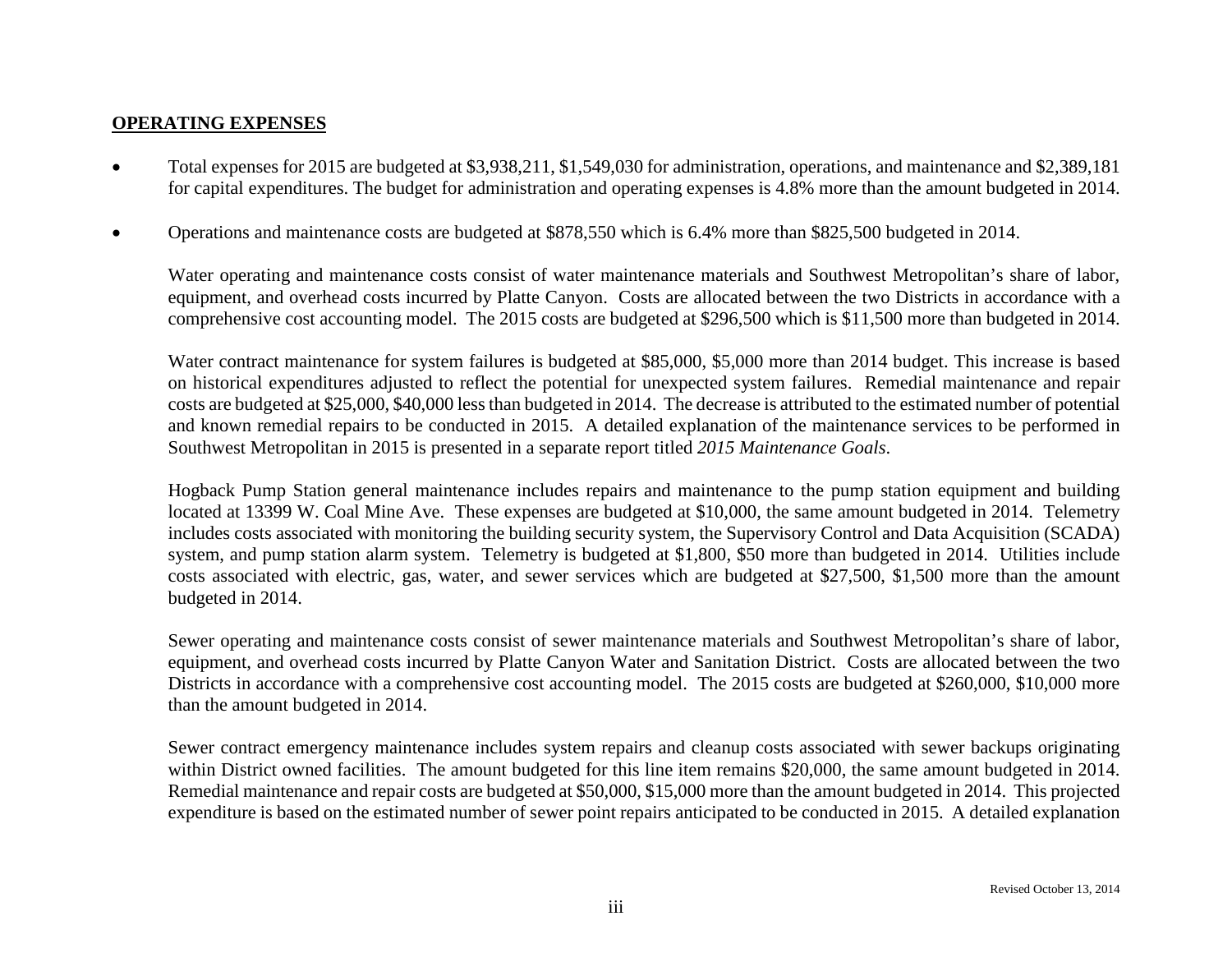## OPERATING EXPENSES

- Total expenses for 2015 are budgeted at $3,938,211, $1,549,030 for administration, operations, and maintenance and $2,389,181 for capital expenditures. The budget for administration and operating expenses is 4.8% more than the amount budgeted in 2014.

- Operations and maintenance costs are budgeted at $878,550 which is 6.4% more than $825,500 budgeted in 2014.

  Water operating and maintenance costs consist of water maintenance materials and Southwest Metropolitan's share of labor, equipment, and overhead costs incurred by Platte Canyon. Costs are allocated between the two Districts in accordance with a comprehensive cost accounting model. The 2015 costs are budgeted at $296,500 which is $11,500 more than budgeted in 2014.

  Water contract maintenance for system failures is budgeted at $85,000, $5,000 more than 2014 budget. This increase is based on historical expenditures adjusted to reflect the potential for unexpected system failures. Remedial maintenance and repair costs are budgeted at $25,000, $40,000 less than budgeted in 2014. The decrease is attributed to the estimated number of potential and known remedial repairs to be conducted in 2015. A detailed explanation of the maintenance services to be performed in Southwest Metropolitan in 2015 is presented in a separate report titled *2015 Maintenance Goals*.

  Hogback Pump Station general maintenance includes repairs and maintenance to the pump station equipment and building located at 13399 W. Coal Mine Ave. These expenses are budgeted at $10,000, the same amount budgeted in 2014. Telemetry includes costs associated with monitoring the building security system, the Supervisory Control and Data Acquisition (SCADA) system, and pump station alarm system. Telemetry is budgeted at $1,800, $50 more than budgeted in 2014. Utilities include costs associated with electric, gas, water, and sewer services which are budgeted at $27,500, $1,500 more than the amount budgeted in 2014.

  Sewer operating and maintenance costs consist of sewer maintenance materials and Southwest Metropolitan's share of labor, equipment, and overhead costs incurred by Platte Canyon Water and Sanitation District. Costs are allocated between the two Districts in accordance with a comprehensive cost accounting model. The 2015 costs are budgeted at $260,000, $10,000 more than the amount budgeted in 2014.

  Sewer contract emergency maintenance includes system repairs and cleanup costs associated with sewer backups originating within District owned facilities. The amount budgeted for this line item remains $20,000, the same amount budgeted in 2014. Remedial maintenance and repair costs are budgeted at $50,000, $15,000 more than the amount budgeted in 2014. This projected expenditure is based on the estimated number of sewer point repairs anticipated to be conducted in 2015. A detailed explanation

Revised October 13, 2014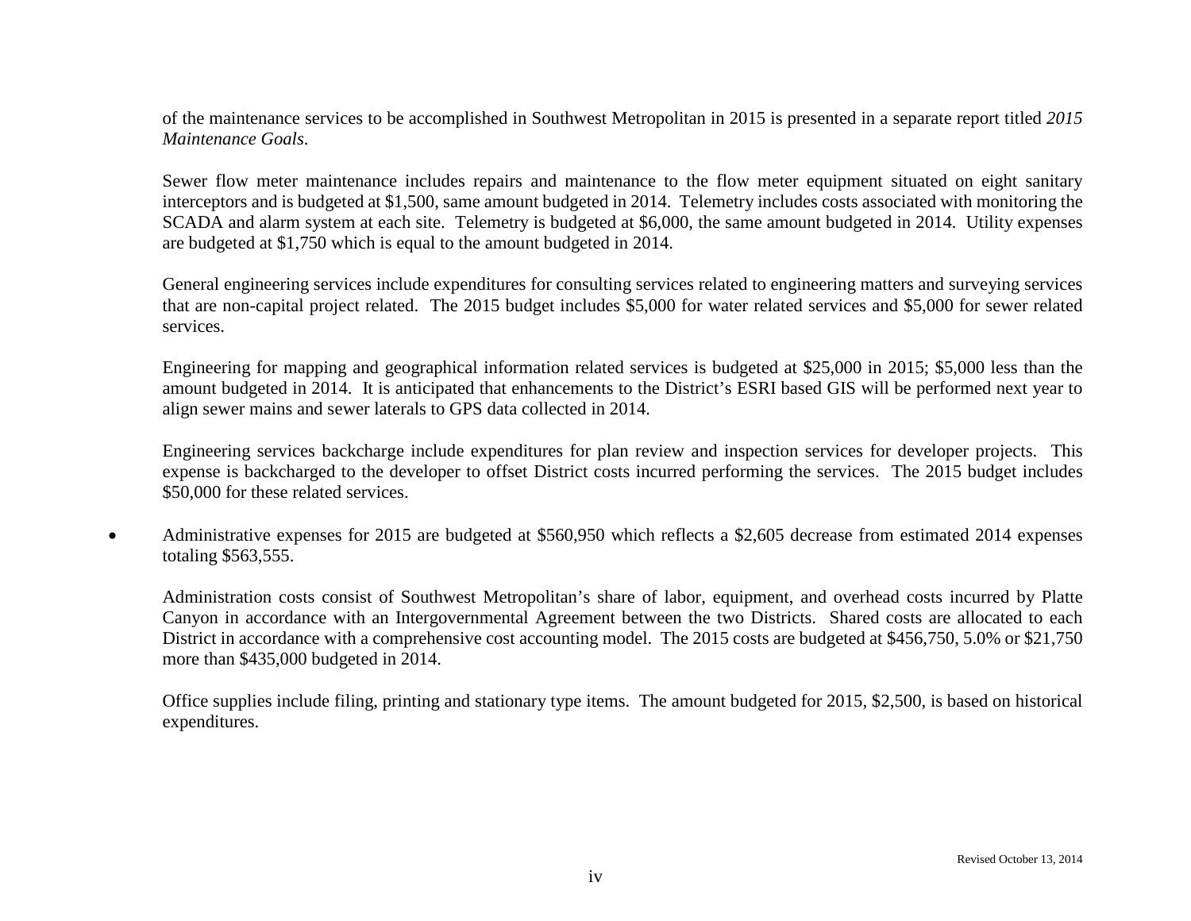of the maintenance services to be accomplished in Southwest Metropolitan in 2015 is presented in a separate report titled *2015 Maintenance Goals*.

Sewer flow meter maintenance includes repairs and maintenance to the flow meter equipment situated on eight sanitary interceptors and is budgeted at $1,500, same amount budgeted in 2014. Telemetry includes costs associated with monitoring the SCADA and alarm system at each site. Telemetry is budgeted at $6,000, the same amount budgeted in 2014. Utility expenses are budgeted at $1,750 which is equal to the amount budgeted in 2014.

General engineering services include expenditures for consulting services related to engineering matters and surveying services that are non-capital project related. The 2015 budget includes $5,000 for water related services and $5,000 for sewer related services.

Engineering for mapping and geographical information related services is budgeted at $25,000 in 2015; $5,000 less than the amount budgeted in 2014. It is anticipated that enhancements to the District's ESRI based GIS will be performed next year to align sewer mains and sewer laterals to GPS data collected in 2014.

Engineering services backcharge include expenditures for plan review and inspection services for developer projects. This expense is backcharged to the developer to offset District costs incurred performing the services. The 2015 budget includes $50,000 for these related services.

- Administrative expenses for 2015 are budgeted at $560,950 which reflects a $2,605 decrease from estimated 2014 expenses totaling $563,555.

  Administration costs consist of Southwest Metropolitan's share of labor, equipment, and overhead costs incurred by Platte Canyon in accordance with an Intergovernmental Agreement between the two Districts. Shared costs are allocated to each District in accordance with a comprehensive cost accounting model. The 2015 costs are budgeted at $456,750, 5.0% or $21,750 more than $435,000 budgeted in 2014.

  Office supplies include filing, printing and stationary type items. The amount budgeted for 2015, $2,500, is based on historical expenditures.

Revised October 13, 2014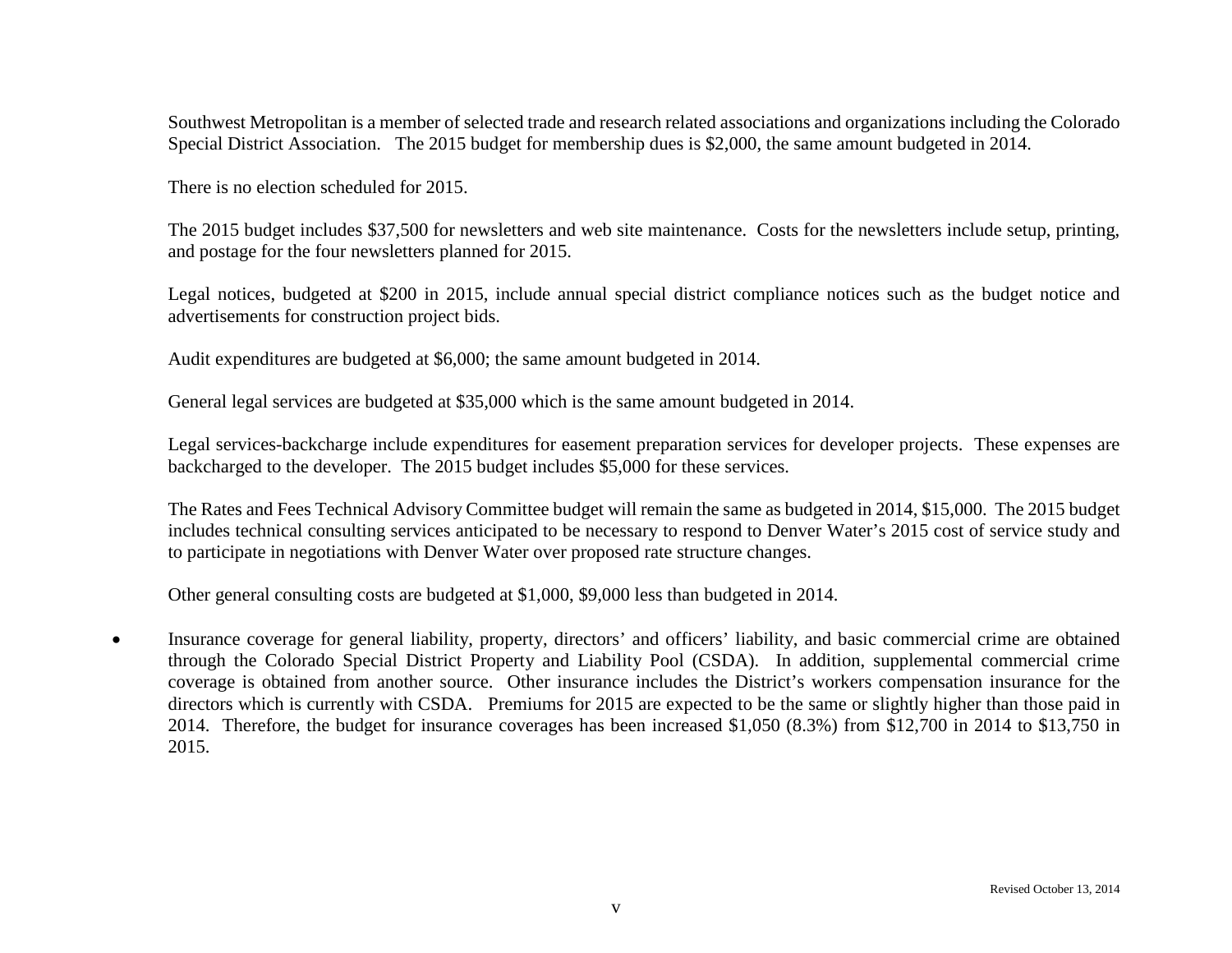Southwest Metropolitan is a member of selected trade and research related associations and organizations including the Colorado Special District Association. The 2015 budget for membership dues is $2,000, the same amount budgeted in 2014.

There is no election scheduled for 2015.

The 2015 budget includes $37,500 for newsletters and web site maintenance. Costs for the newsletters include setup, printing, and postage for the four newsletters planned for 2015.

Legal notices, budgeted at $200 in 2015, include annual special district compliance notices such as the budget notice and advertisements for construction project bids.

Audit expenditures are budgeted at $6,000; the same amount budgeted in 2014.

General legal services are budgeted at $35,000 which is the same amount budgeted in 2014.

Legal services-backcharge include expenditures for easement preparation services for developer projects. These expenses are backcharged to the developer. The 2015 budget includes $5,000 for these services.

The Rates and Fees Technical Advisory Committee budget will remain the same as budgeted in 2014, $15,000. The 2015 budget includes technical consulting services anticipated to be necessary to respond to Denver Water's 2015 cost of service study and to participate in negotiations with Denver Water over proposed rate structure changes.

Other general consulting costs are budgeted at $1,000, $9,000 less than budgeted in 2014.

- Insurance coverage for general liability, property, directors' and officers' liability, and basic commercial crime are obtained through the Colorado Special District Property and Liability Pool (CSDA). In addition, supplemental commercial crime coverage is obtained from another source. Other insurance includes the District's workers compensation insurance for the directors which is currently with CSDA. Premiums for 2015 are expected to be the same or slightly higher than those paid in 2014. Therefore, the budget for insurance coverages has been increased $1,050 (8.3%) from $12,700 in 2014 to $13,750 in 2015.

Revised October 13, 2014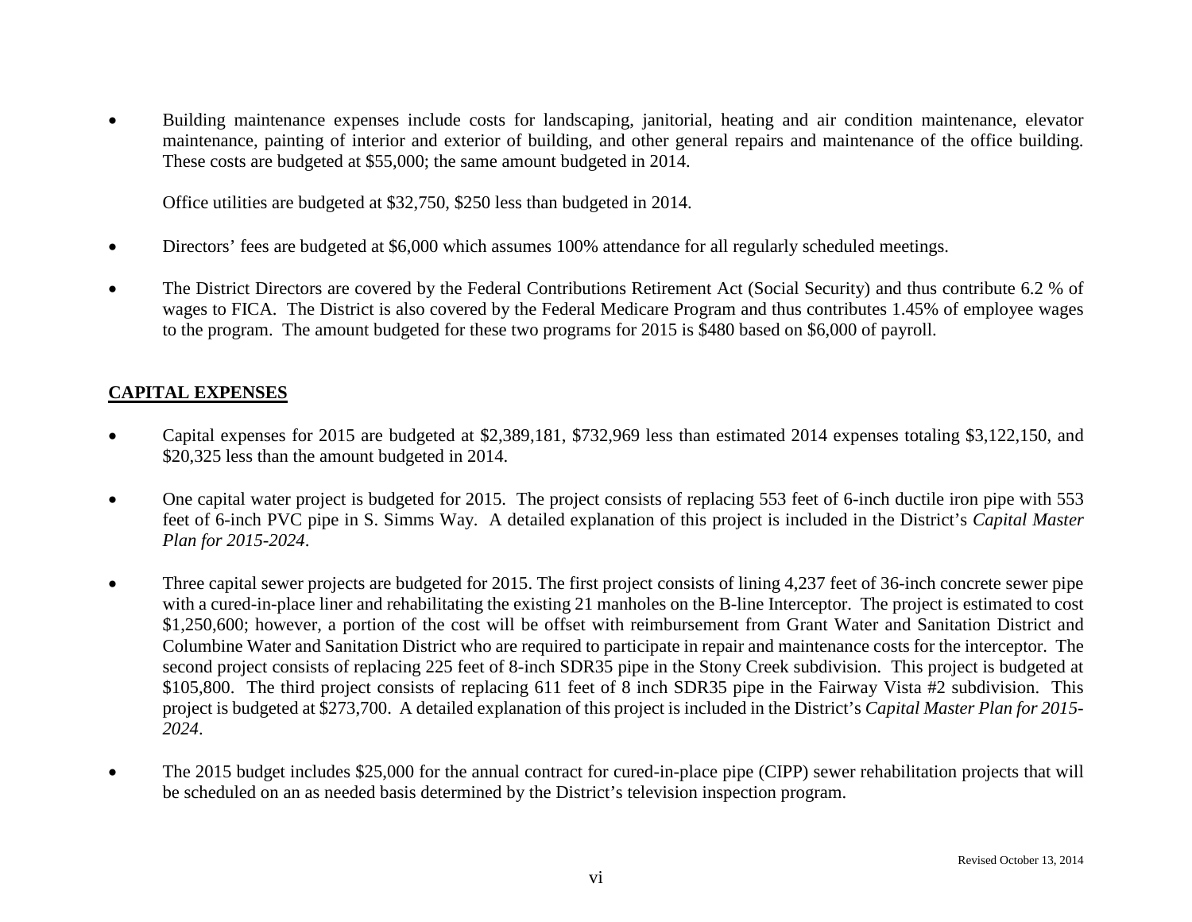- Building maintenance expenses include costs for landscaping, janitorial, heating and air condition maintenance, elevator maintenance, painting of interior and exterior of building, and other general repairs and maintenance of the office building. These costs are budgeted at $55,000; the same amount budgeted in 2014.

  Office utilities are budgeted at $32,750, $250 less than budgeted in 2014.

- Directors' fees are budgeted at $6,000 which assumes 100% attendance for all regularly scheduled meetings.

- The District Directors are covered by the Federal Contributions Retirement Act (Social Security) and thus contribute 6.2 % of wages to FICA. The District is also covered by the Federal Medicare Program and thus contributes 1.45% of employee wages to the program. The amount budgeted for these two programs for 2015 is $480 based on $6,000 of payroll.

## CAPITAL EXPENSES

- Capital expenses for 2015 are budgeted at $2,389,181, $732,969 less than estimated 2014 expenses totaling $3,122,150, and $20,325 less than the amount budgeted in 2014.

- One capital water project is budgeted for 2015. The project consists of replacing 553 feet of 6-inch ductile iron pipe with 553 feet of 6-inch PVC pipe in S. Simms Way. A detailed explanation of this project is included in the District's *Capital Master Plan for 2015-2024*.

- Three capital sewer projects are budgeted for 2015. The first project consists of lining 4,237 feet of 36-inch concrete sewer pipe with a cured-in-place liner and rehabilitating the existing 21 manholes on the B-line Interceptor. The project is estimated to cost $1,250,600; however, a portion of the cost will be offset with reimbursement from Grant Water and Sanitation District and Columbine Water and Sanitation District who are required to participate in repair and maintenance costs for the interceptor. The second project consists of replacing 225 feet of 8-inch SDR35 pipe in the Stony Creek subdivision. This project is budgeted at $105,800. The third project consists of replacing 611 feet of 8 inch SDR35 pipe in the Fairway Vista #2 subdivision. This project is budgeted at $273,700. A detailed explanation of this project is included in the District's *Capital Master Plan for 2015-2024*.

- The 2015 budget includes $25,000 for the annual contract for cured-in-place pipe (CIPP) sewer rehabilitation projects that will be scheduled on an as needed basis determined by the District's television inspection program.

Revised October 13, 2014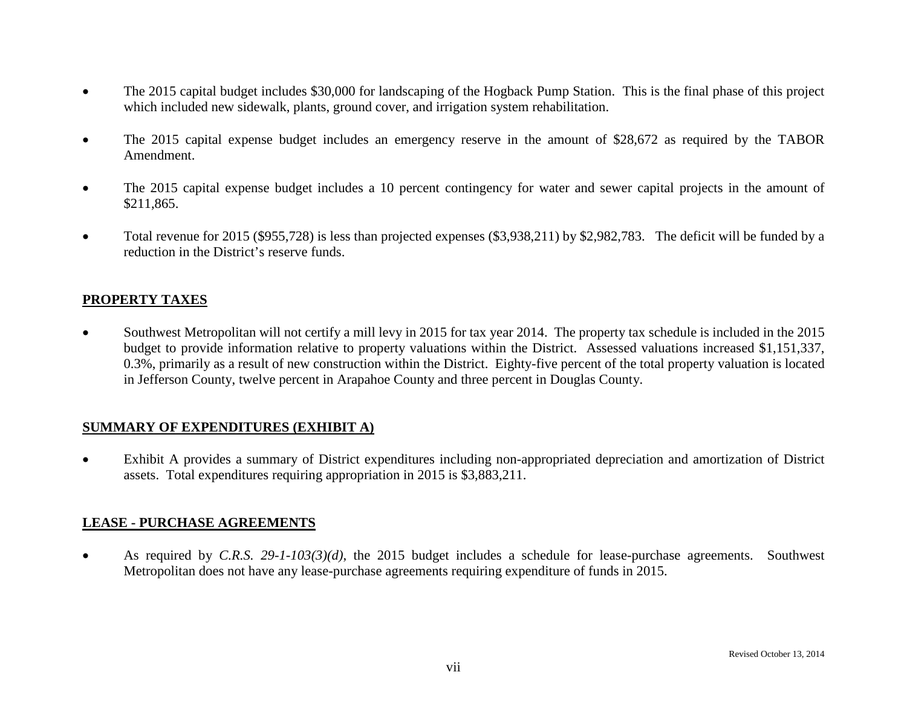- The 2015 capital budget includes $30,000 for landscaping of the Hogback Pump Station. This is the final phase of this project which included new sidewalk, plants, ground cover, and irrigation system rehabilitation.

- The 2015 capital expense budget includes an emergency reserve in the amount of $28,672 as required by the TABOR Amendment.

- The 2015 capital expense budget includes a 10 percent contingency for water and sewer capital projects in the amount of $211,865.

- Total revenue for 2015 ($955,728) is less than projected expenses ($3,938,211) by $2,982,783. The deficit will be funded by a reduction in the District's reserve funds.

## PROPERTY TAXES

- Southwest Metropolitan will not certify a mill levy in 2015 for tax year 2014. The property tax schedule is included in the 2015 budget to provide information relative to property valuations within the District. Assessed valuations increased $1,151,337, 0.3%, primarily as a result of new construction within the District. Eighty-five percent of the total property valuation is located in Jefferson County, twelve percent in Arapahoe County and three percent in Douglas County.

## SUMMARY OF EXPENDITURES (EXHIBIT A)

- Exhibit A provides a summary of District expenditures including non-appropriated depreciation and amortization of District assets. Total expenditures requiring appropriation in 2015 is $3,883,211.

## LEASE - PURCHASE AGREEMENTS

- As required by *C.R.S. 29-1-103(3)(d)*, the 2015 budget includes a schedule for lease-purchase agreements. Southwest Metropolitan does not have any lease-purchase agreements requiring expenditure of funds in 2015.

Revised October 13, 2014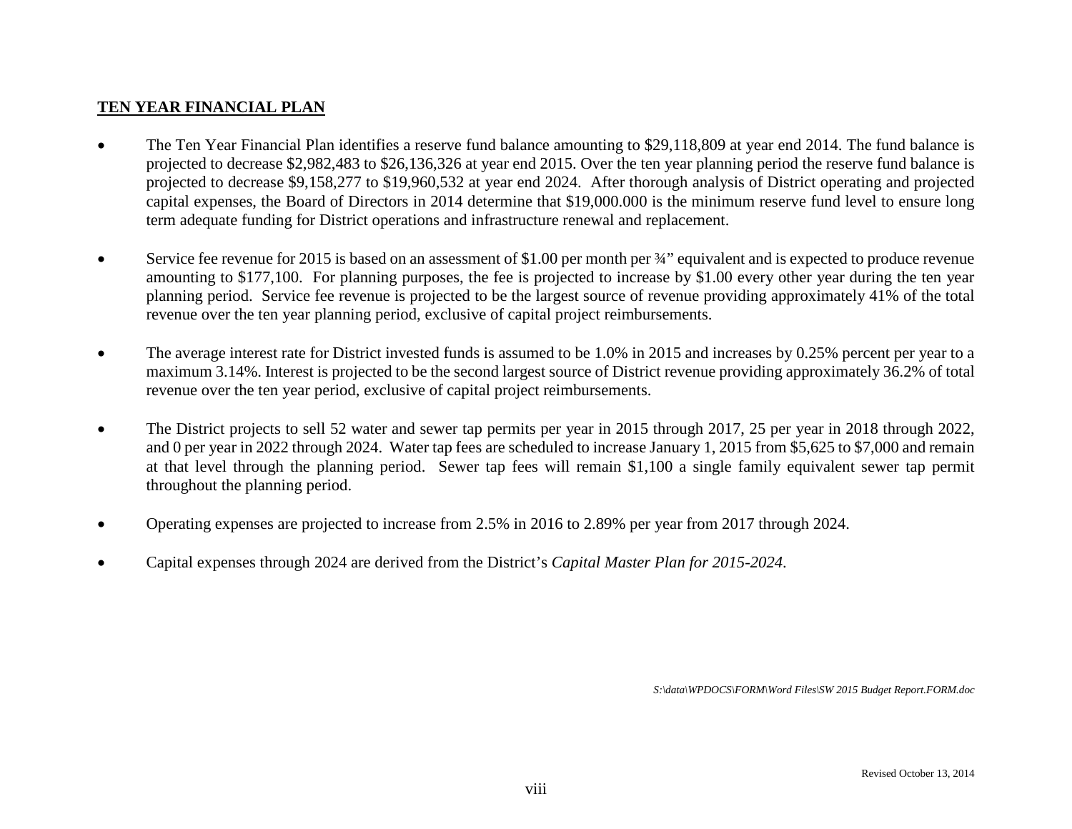## TEN YEAR FINANCIAL PLAN

- The Ten Year Financial Plan identifies a reserve fund balance amounting to $29,118,809 at year end 2014. The fund balance is projected to decrease $2,982,483 to $26,136,326 at year end 2015. Over the ten year planning period the reserve fund balance is projected to decrease $9,158,277 to $19,960,532 at year end 2024. After thorough analysis of District operating and projected capital expenses, the Board of Directors in 2014 determine that $19,000.000 is the minimum reserve fund level to ensure long term adequate funding for District operations and infrastructure renewal and replacement.

- Service fee revenue for 2015 is based on an assessment of $1.00 per month per ¾" equivalent and is expected to produce revenue amounting to $177,100. For planning purposes, the fee is projected to increase by $1.00 every other year during the ten year planning period. Service fee revenue is projected to be the largest source of revenue providing approximately 41% of the total revenue over the ten year planning period, exclusive of capital project reimbursements.

- The average interest rate for District invested funds is assumed to be 1.0% in 2015 and increases by 0.25% percent per year to a maximum 3.14%. Interest is projected to be the second largest source of District revenue providing approximately 36.2% of total revenue over the ten year period, exclusive of capital project reimbursements.

- The District projects to sell 52 water and sewer tap permits per year in 2015 through 2017, 25 per year in 2018 through 2022, and 0 per year in 2022 through 2024. Water tap fees are scheduled to increase January 1, 2015 from $5,625 to $7,000 and remain at that level through the planning period. Sewer tap fees will remain $1,100 a single family equivalent sewer tap permit throughout the planning period.

- Operating expenses are projected to increase from 2.5% in 2016 to 2.89% per year from 2017 through 2024.

- Capital expenses through 2024 are derived from the District's *Capital Master Plan for 2015-2024*.

*S:\data\WPDOCS\FORM\Word Files\SW 2015 Budget Report.FORM.doc*

Revised October 13, 2014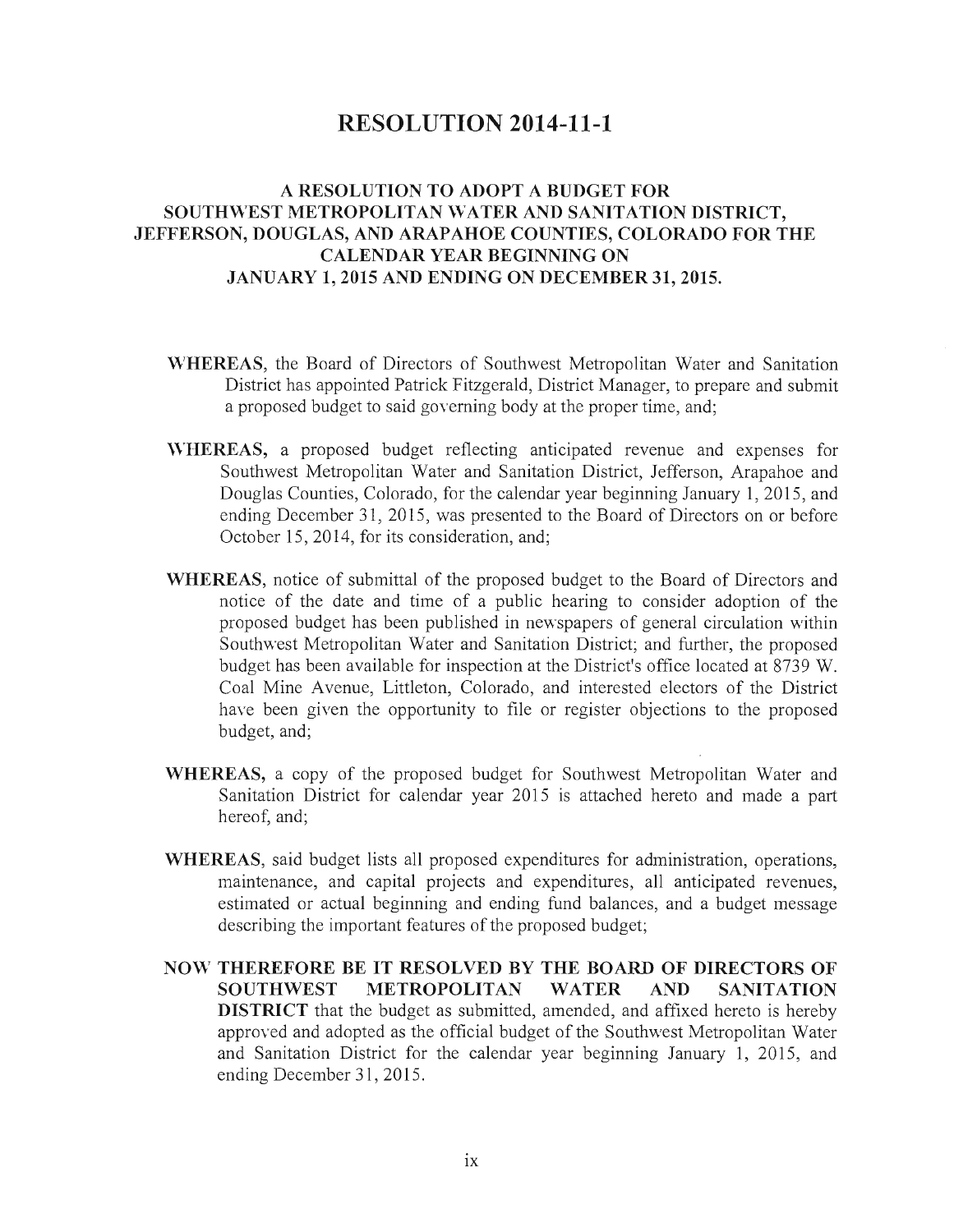# RESOLUTION 2014-11-1

## A RESOLUTION TO ADOPT A BUDGET FOR SOUTHWEST METROPOLITAN WATER AND SANITATION DISTRICT, JEFFERSON, DOUGLAS, AND ARAPAHOE COUNTIES, COLORADO FOR THE CALENDAR YEAR BEGINNING ON JANUARY 1, 2015 AND ENDING ON DECEMBER 31, 2015.

**WHEREAS**, the Board of Directors of Southwest Metropolitan Water and Sanitation District has appointed Patrick Fitzgerald, District Manager, to prepare and submit a proposed budget to said governing body at the proper time, and;

**WHEREAS,** a proposed budget reflecting anticipated revenue and expenses for Southwest Metropolitan Water and Sanitation District, Jefferson, Arapahoe and Douglas Counties, Colorado, for the calendar year beginning January 1, 2015, and ending December 31, 2015, was presented to the Board of Directors on or before October 15, 2014, for its consideration, and;

**WHEREAS**, notice of submittal of the proposed budget to the Board of Directors and notice of the date and time of a public hearing to consider adoption of the proposed budget has been published in newspapers of general circulation within Southwest Metropolitan Water and Sanitation District; and further, the proposed budget has been available for inspection at the District's office located at 8739 W. Coal Mine Avenue, Littleton, Colorado, and interested electors of the District have been given the opportunity to file or register objections to the proposed budget, and;

**WHEREAS,** a copy of the proposed budget for Southwest Metropolitan Water and Sanitation District for calendar year 2015 is attached hereto and made a part hereof, and;

**WHEREAS**, said budget lists all proposed expenditures for administration, operations, maintenance, and capital projects and expenditures, all anticipated revenues, estimated or actual beginning and ending fund balances, and a budget message describing the important features of the proposed budget;

**NOW THEREFORE BE IT RESOLVED BY THE BOARD OF DIRECTORS OF SOUTHWEST METROPOLITAN WATER AND SANITATION DISTRICT** that the budget as submitted, amended, and affixed hereto is hereby approved and adopted as the official budget of the Southwest Metropolitan Water and Sanitation District for the calendar year beginning January 1, 2015, and ending December 31, 2015.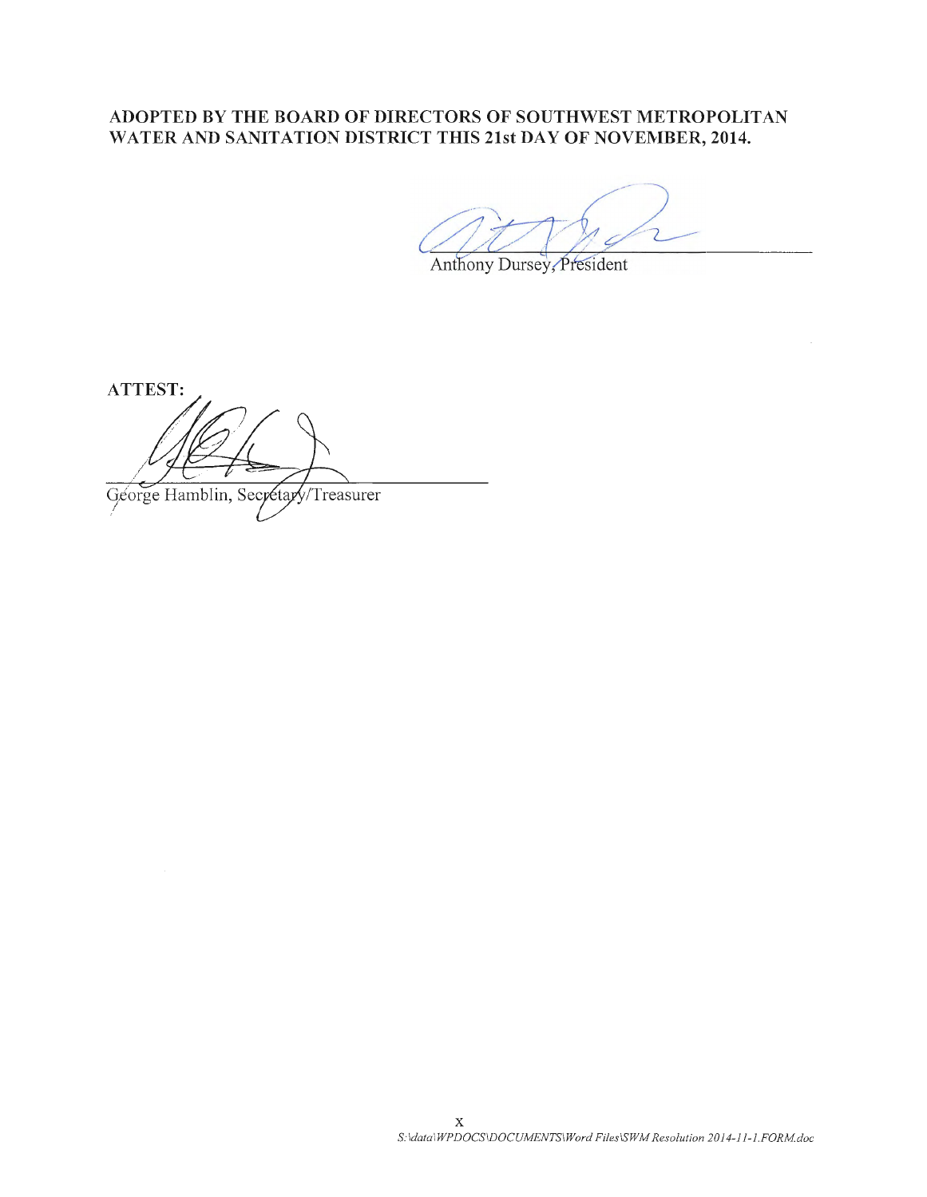**ADOPTED BY THE BOARD OF DIRECTORS OF SOUTHWEST METROPOLITAN WATER AND SANITATION DISTRICT THIS 21st DAY OF NOVEMBER, 2014.**

Anthony Dursey, President

**ATTEST:**

George Hamblin, Secretary/Treasurer

x

*S:\data\WPDOCS\DOCUMENTS\Word Files\SWM Resolution 2014-11-1.FORM.doc*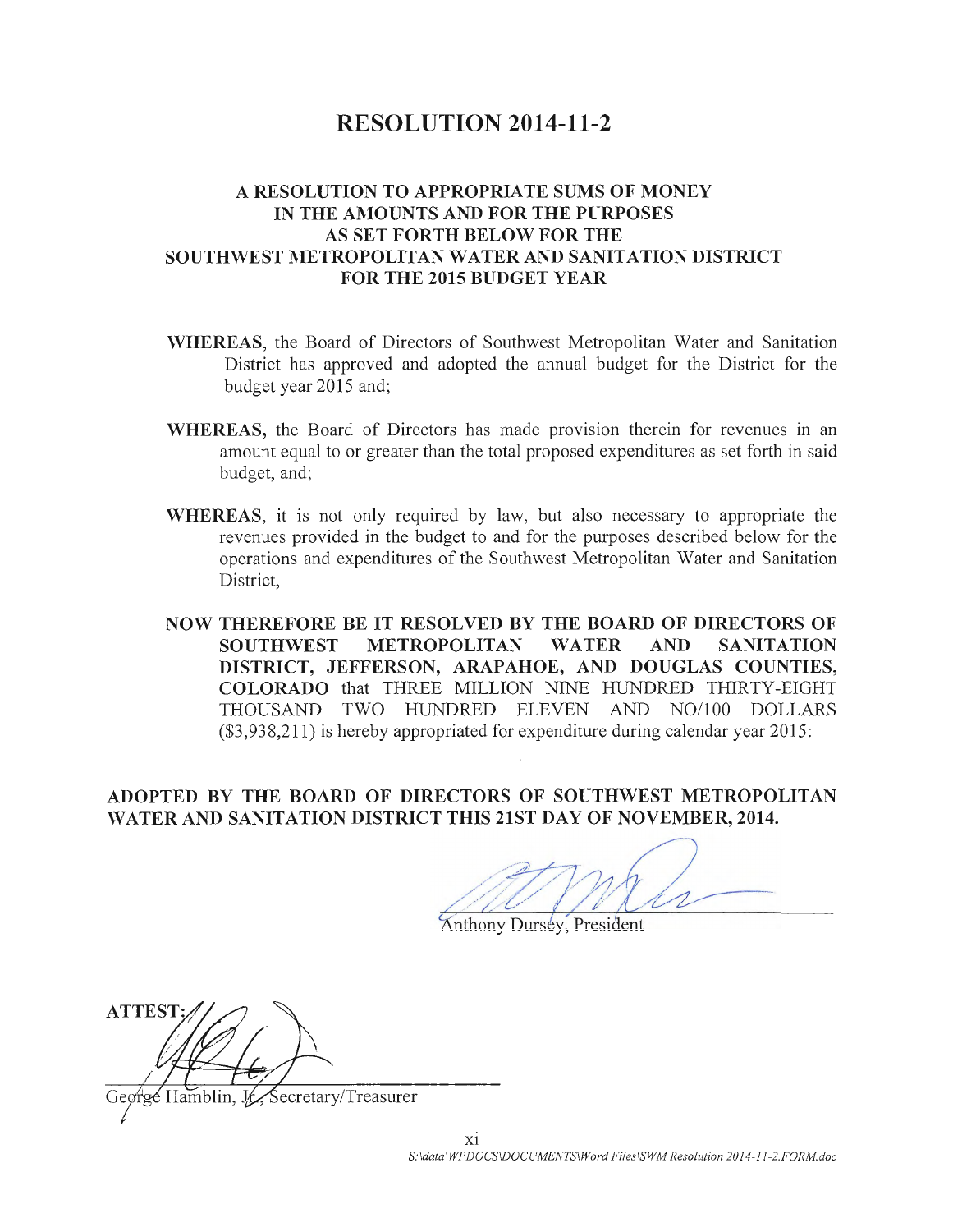# RESOLUTION 2014-11-2

**A RESOLUTION TO APPROPRIATE SUMS OF MONEY IN THE AMOUNTS AND FOR THE PURPOSES AS SET FORTH BELOW FOR THE SOUTHWEST METROPOLITAN WATER AND SANITATION DISTRICT FOR THE 2015 BUDGET YEAR**

**WHEREAS**, the Board of Directors of Southwest Metropolitan Water and Sanitation District has approved and adopted the annual budget for the District for the budget year 2015 and;

**WHEREAS,** the Board of Directors has made provision therein for revenues in an amount equal to or greater than the total proposed expenditures as set forth in said budget, and;

**WHEREAS**, it is not only required by law, but also necessary to appropriate the revenues provided in the budget to and for the purposes described below for the operations and expenditures of the Southwest Metropolitan Water and Sanitation District,

**NOW THEREFORE BE IT RESOLVED BY THE BOARD OF DIRECTORS OF SOUTHWEST METROPOLITAN WATER AND SANITATION DISTRICT, JEFFERSON, ARAPAHOE, AND DOUGLAS COUNTIES, COLORADO** that THREE MILLION NINE HUNDRED THIRTY-EIGHT THOUSAND TWO HUNDRED ELEVEN AND NO/100 DOLLARS ($3,938,211) is hereby appropriated for expenditure during calendar year 2015:

**ADOPTED BY THE BOARD OF DIRECTORS OF SOUTHWEST METROPOLITAN WATER AND SANITATION DISTRICT THIS 21ST DAY OF NOVEMBER, 2014.**

Anthony Dursey, President

**ATTEST:**

George Hamblin, Jr., Secretary/Treasurer

xi

*S:\data\WPDOCS\DOCUMENTS\Word Files\SWM Resolution 2014-11-2.FORM.doc*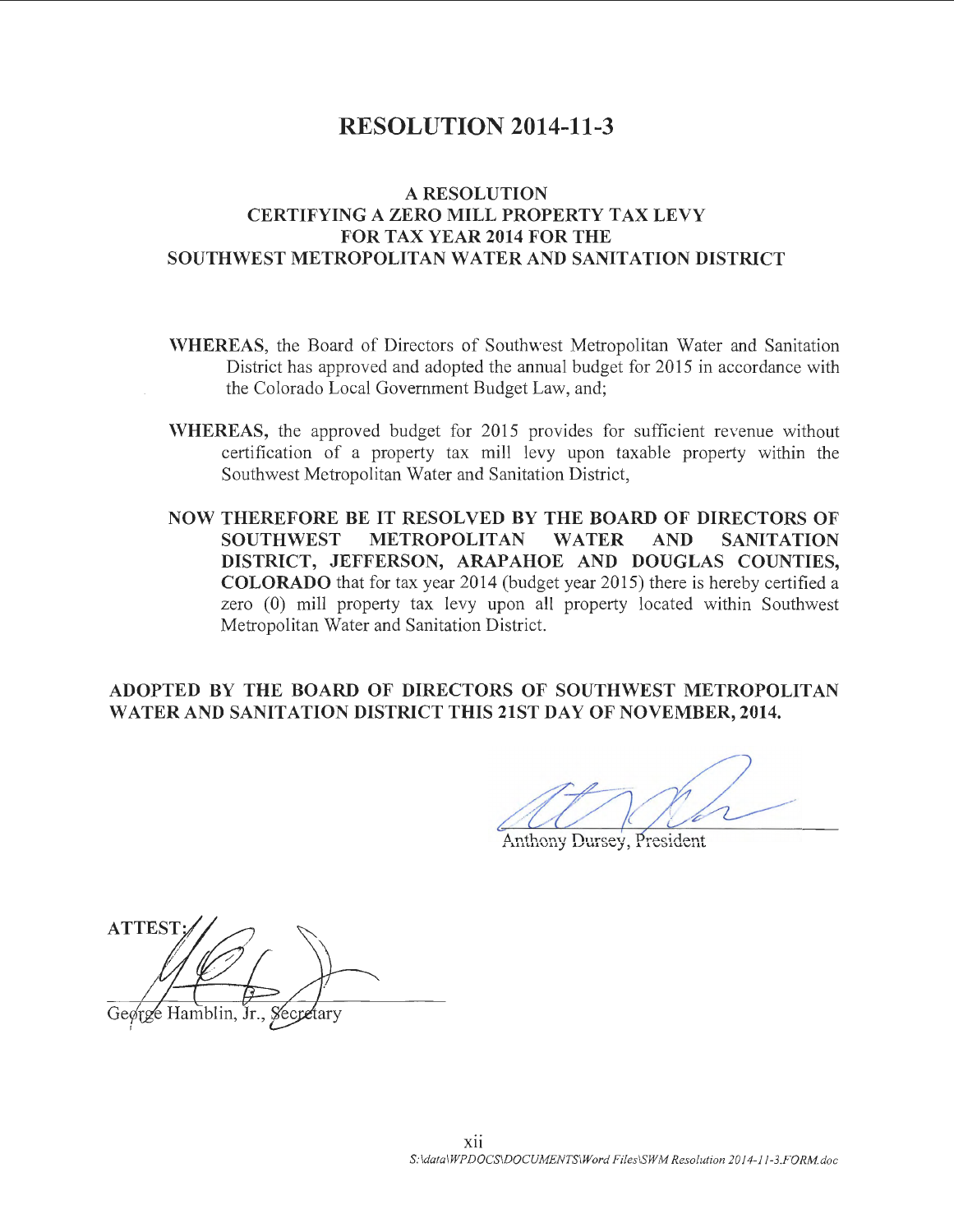# RESOLUTION 2014-11-3

## A RESOLUTION CERTIFYING A ZERO MILL PROPERTY TAX LEVY FOR TAX YEAR 2014 FOR THE SOUTHWEST METROPOLITAN WATER AND SANITATION DISTRICT

**WHEREAS**, the Board of Directors of Southwest Metropolitan Water and Sanitation District has approved and adopted the annual budget for 2015 in accordance with the Colorado Local Government Budget Law, and;

**WHEREAS,** the approved budget for 2015 provides for sufficient revenue without certification of a property tax mill levy upon taxable property within the Southwest Metropolitan Water and Sanitation District,

**NOW THEREFORE BE IT RESOLVED BY THE BOARD OF DIRECTORS OF SOUTHWEST METROPOLITAN WATER AND SANITATION DISTRICT, JEFFERSON, ARAPAHOE AND DOUGLAS COUNTIES, COLORADO** that for tax year 2014 (budget year 2015) there is hereby certified a zero (0) mill property tax levy upon all property located within Southwest Metropolitan Water and Sanitation District.

**ADOPTED BY THE BOARD OF DIRECTORS OF SOUTHWEST METROPOLITAN WATER AND SANITATION DISTRICT THIS 21ST DAY OF NOVEMBER, 2014.**

Anthony Dursey, President

**ATTEST:**

George Hamblin, Jr., Secretary

xii

*S:\data\WPDOCS\DOCUMENTS\Word Files\SWM Resolution 2014-11-3.FORM.doc*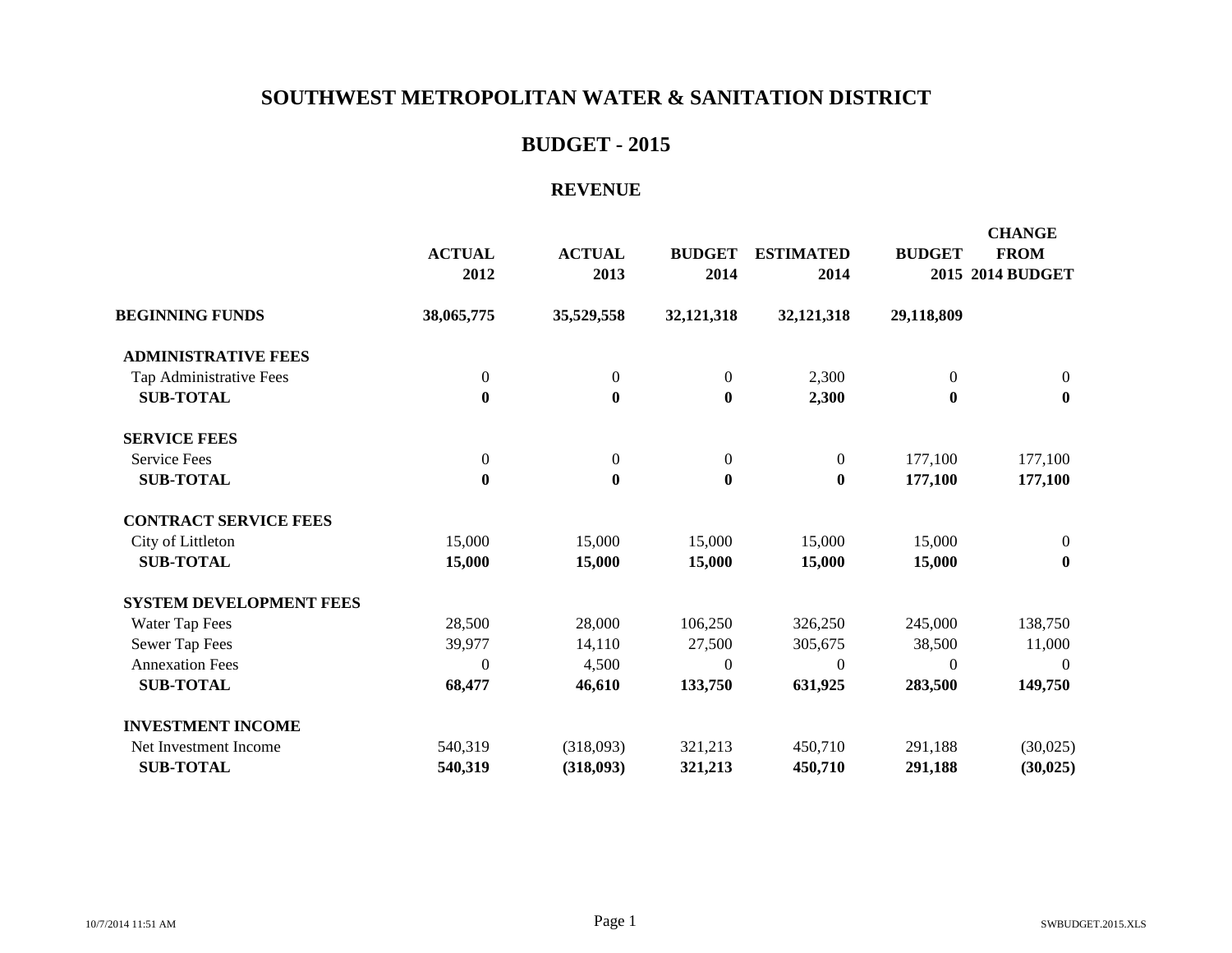# SOUTHWEST METROPOLITAN WATER & SANITATION DISTRICT

## BUDGET - 2015

### REVENUE

| | ACTUAL 2012 | ACTUAL 2013 | BUDGET 2014 | ESTIMATED 2014 | BUDGET 2015 | CHANGE FROM 2014 BUDGET |
|---|---|---|---|---|---|---|
| **BEGINNING FUNDS** | **38,065,775** | **35,529,558** | **32,121,318** | **32,121,318** | **29,118,809** | |
| **ADMINISTRATIVE FEES** | | | | | | |
| Tap Administrative Fees | 0 | 0 | 0 | 2,300 | 0 | 0 |
| **SUB-TOTAL** | **0** | **0** | **0** | **2,300** | **0** | **0** |
| **SERVICE FEES** | | | | | | |
| Service Fees | 0 | 0 | 0 | 0 | 177,100 | 177,100 |
| **SUB-TOTAL** | **0** | **0** | **0** | **0** | **177,100** | **177,100** |
| **CONTRACT SERVICE FEES** | | | | | | |
| City of Littleton | 15,000 | 15,000 | 15,000 | 15,000 | 15,000 | 0 |
| **SUB-TOTAL** | **15,000** | **15,000** | **15,000** | **15,000** | **15,000** | **0** |
| **SYSTEM DEVELOPMENT FEES** | | | | | | |
| Water Tap Fees | 28,500 | 28,000 | 106,250 | 326,250 | 245,000 | 138,750 |
| Sewer Tap Fees | 39,977 | 14,110 | 27,500 | 305,675 | 38,500 | 11,000 |
| Annexation Fees | 0 | 4,500 | 0 | 0 | 0 | 0 |
| **SUB-TOTAL** | **68,477** | **46,610** | **133,750** | **631,925** | **283,500** | **149,750** |
| **INVESTMENT INCOME** | | | | | | |
| Net Investment Income | 540,319 | (318,093) | 321,213 | 450,710 | 291,188 | (30,025) |
| **SUB-TOTAL** | **540,319** | **(318,093)** | **321,213** | **450,710** | **291,188** | **(30,025)** |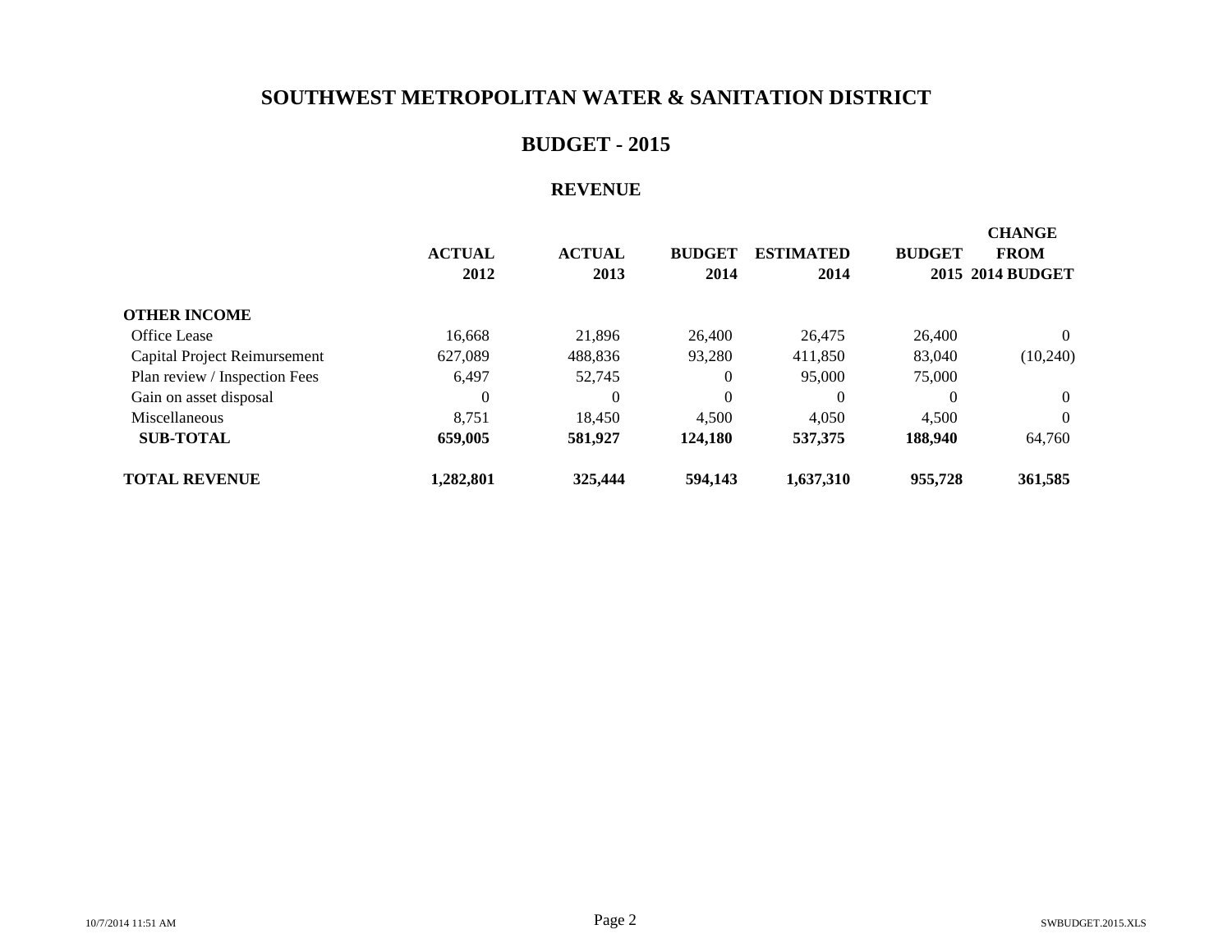# SOUTHWEST METROPOLITAN WATER & SANITATION DISTRICT

## BUDGET - 2015

### REVENUE

| | ACTUAL 2012 | ACTUAL 2013 | BUDGET 2014 | ESTIMATED 2014 | BUDGET 2015 | CHANGE FROM 2014 BUDGET |
|---|---|---|---|---|---|---|
| **OTHER INCOME** | | | | | | |
| Office Lease | 16,668 | 21,896 | 26,400 | 26,475 | 26,400 | 0 |
| Capital Project Reimursement | 627,089 | 488,836 | 93,280 | 411,850 | 83,040 | (10,240) |
| Plan review / Inspection Fees | 6,497 | 52,745 | 0 | 95,000 | 75,000 | |
| Gain on asset disposal | 0 | 0 | 0 | 0 | 0 | 0 |
| Miscellaneous | 8,751 | 18,450 | 4,500 | 4,050 | 4,500 | 0 |
| **SUB-TOTAL** | **659,005** | **581,927** | **124,180** | **537,375** | **188,940** | 64,760 |
| **TOTAL REVENUE** | **1,282,801** | **325,444** | **594,143** | **1,637,310** | **955,728** | **361,585** |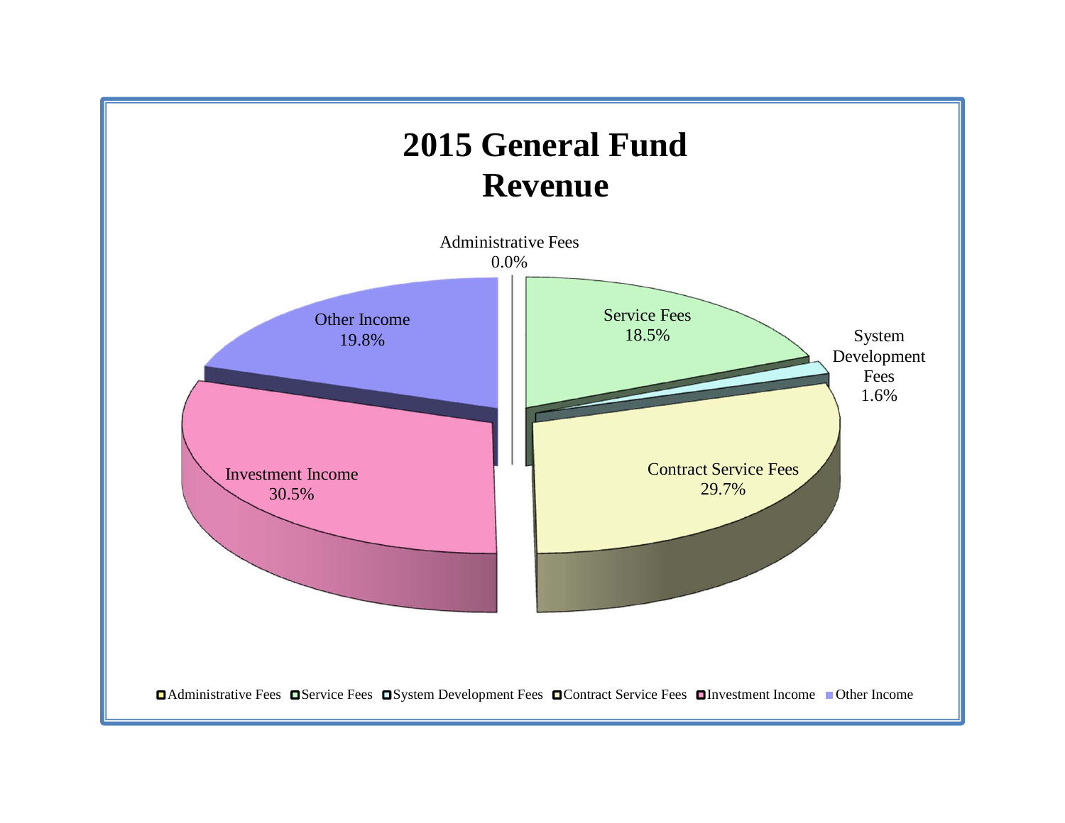# 2015 General Fund Revenue

| Category | Percentage |
| --- | --- |
| Administrative Fees | 0.0% |
| Service Fees | 18.5% |
| System Development Fees | 1.6% |
| Contract Service Fees | 29.7% |
| Investment Income | 30.5% |
| Other Income | 19.8% |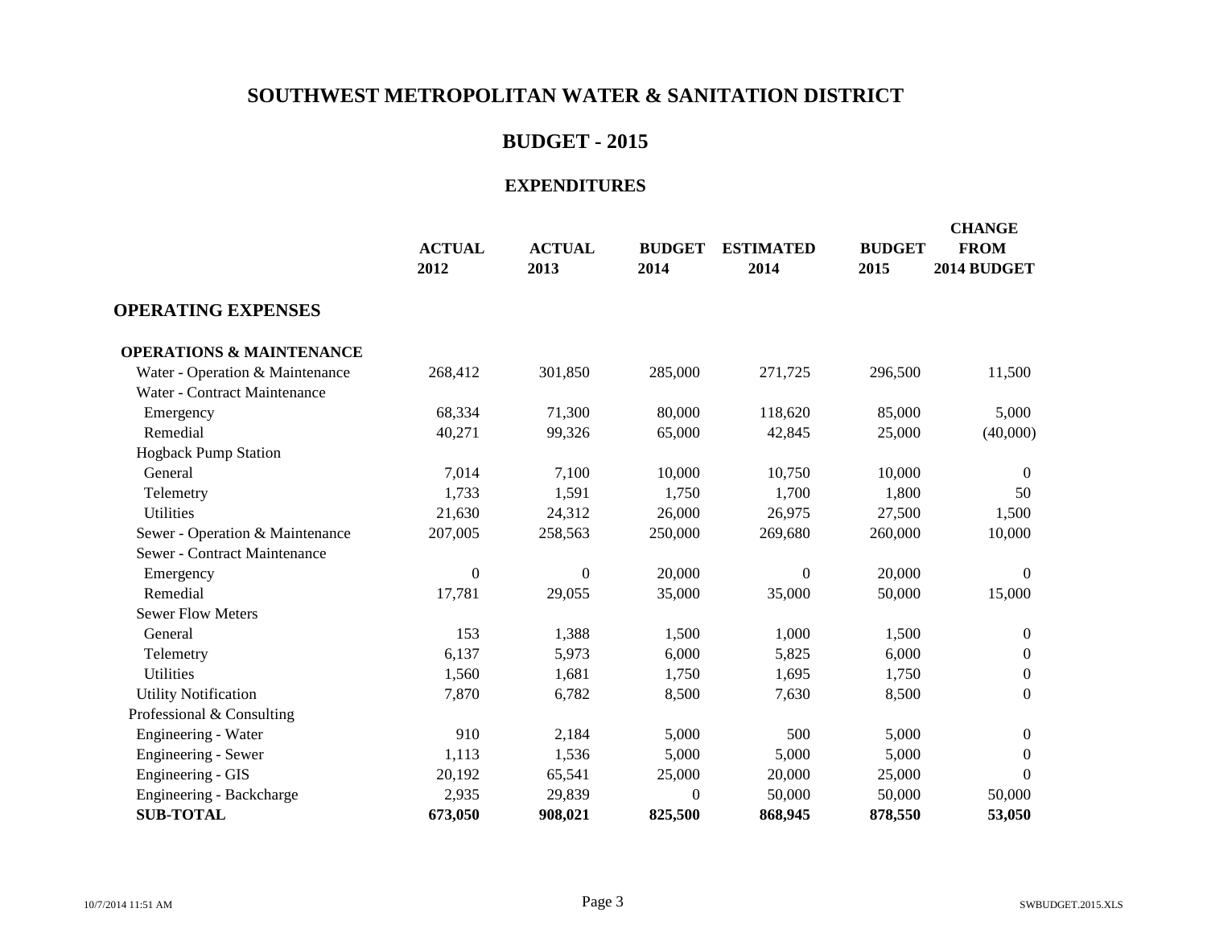# SOUTHWEST METROPOLITAN WATER & SANITATION DISTRICT

## BUDGET - 2015

### EXPENDITURES

| | ACTUAL 2012 | ACTUAL 2013 | BUDGET 2014 | ESTIMATED 2014 | BUDGET 2015 | CHANGE FROM 2014 BUDGET |
|---|---|---|---|---|---|---|
| **OPERATING EXPENSES** | | | | | | |
| **OPERATIONS & MAINTENANCE** | | | | | | |
| Water - Operation & Maintenance | 268,412 | 301,850 | 285,000 | 271,725 | 296,500 | 11,500 |
| Water - Contract Maintenance | | | | | | |
| Emergency | 68,334 | 71,300 | 80,000 | 118,620 | 85,000 | 5,000 |
| Remedial | 40,271 | 99,326 | 65,000 | 42,845 | 25,000 | (40,000) |
| Hogback Pump Station | | | | | | |
| General | 7,014 | 7,100 | 10,000 | 10,750 | 10,000 | 0 |
| Telemetry | 1,733 | 1,591 | 1,750 | 1,700 | 1,800 | 50 |
| Utilities | 21,630 | 24,312 | 26,000 | 26,975 | 27,500 | 1,500 |
| Sewer - Operation & Maintenance | 207,005 | 258,563 | 250,000 | 269,680 | 260,000 | 10,000 |
| Sewer - Contract Maintenance | | | | | | |
| Emergency | 0 | 0 | 20,000 | 0 | 20,000 | 0 |
| Remedial | 17,781 | 29,055 | 35,000 | 35,000 | 50,000 | 15,000 |
| Sewer Flow Meters | | | | | | |
| General | 153 | 1,388 | 1,500 | 1,000 | 1,500 | 0 |
| Telemetry | 6,137 | 5,973 | 6,000 | 5,825 | 6,000 | 0 |
| Utilities | 1,560 | 1,681 | 1,750 | 1,695 | 1,750 | 0 |
| Utility Notification | 7,870 | 6,782 | 8,500 | 7,630 | 8,500 | 0 |
| Professional & Consulting | | | | | | |
| Engineering - Water | 910 | 2,184 | 5,000 | 500 | 5,000 | 0 |
| Engineering - Sewer | 1,113 | 1,536 | 5,000 | 5,000 | 5,000 | 0 |
| Engineering - GIS | 20,192 | 65,541 | 25,000 | 20,000 | 25,000 | 0 |
| Engineering - Backcharge | 2,935 | 29,839 | 0 | 50,000 | 50,000 | 50,000 |
| **SUB-TOTAL** | **673,050** | **908,021** | **825,500** | **868,945** | **878,550** | **53,050** |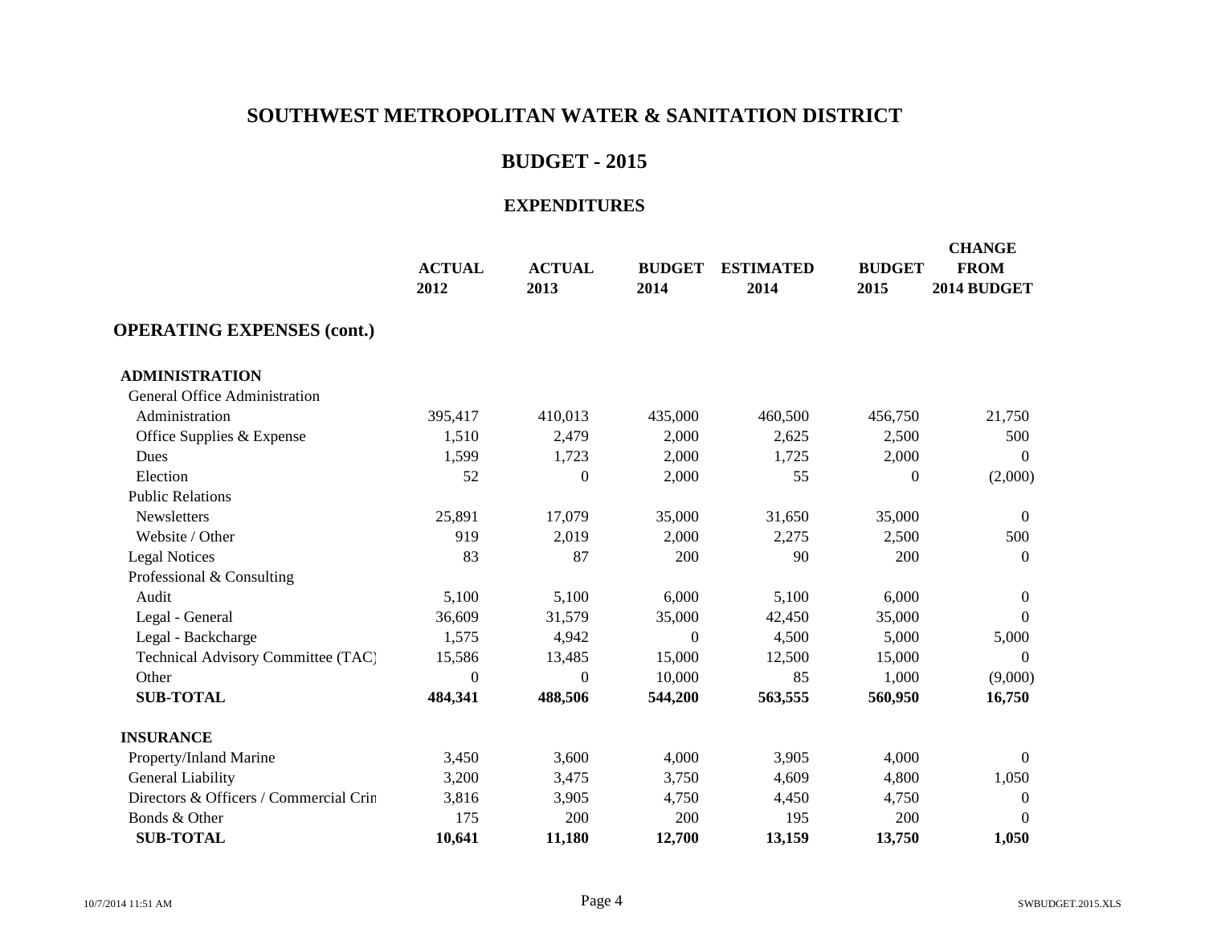# SOUTHWEST METROPOLITAN WATER & SANITATION DISTRICT

## BUDGET - 2015

### EXPENDITURES

| | ACTUAL 2012 | ACTUAL 2013 | BUDGET 2014 | ESTIMATED 2014 | BUDGET 2015 | CHANGE FROM 2014 BUDGET |
|---|---|---|---|---|---|---|
| **OPERATING EXPENSES (cont.)** | | | | | | |
| **ADMINISTRATION** | | | | | | |
| General Office Administration | | | | | | |
| Administration | 395,417 | 410,013 | 435,000 | 460,500 | 456,750 | 21,750 |
| Office Supplies & Expense | 1,510 | 2,479 | 2,000 | 2,625 | 2,500 | 500 |
| Dues | 1,599 | 1,723 | 2,000 | 1,725 | 2,000 | 0 |
| Election | 52 | 0 | 2,000 | 55 | 0 | (2,000) |
| Public Relations | | | | | | |
| Newsletters | 25,891 | 17,079 | 35,000 | 31,650 | 35,000 | 0 |
| Website / Other | 919 | 2,019 | 2,000 | 2,275 | 2,500 | 500 |
| Legal Notices | 83 | 87 | 200 | 90 | 200 | 0 |
| Professional & Consulting | | | | | | |
| Audit | 5,100 | 5,100 | 6,000 | 5,100 | 6,000 | 0 |
| Legal - General | 36,609 | 31,579 | 35,000 | 42,450 | 35,000 | 0 |
| Legal - Backcharge | 1,575 | 4,942 | 0 | 4,500 | 5,000 | 5,000 |
| Technical Advisory Committee (TAC) | 15,586 | 13,485 | 15,000 | 12,500 | 15,000 | 0 |
| Other | 0 | 0 | 10,000 | 85 | 1,000 | (9,000) |
| **SUB-TOTAL** | **484,341** | **488,506** | **544,200** | **563,555** | **560,950** | **16,750** |
| **INSURANCE** | | | | | | |
| Property/Inland Marine | 3,450 | 3,600 | 4,000 | 3,905 | 4,000 | 0 |
| General Liability | 3,200 | 3,475 | 3,750 | 4,609 | 4,800 | 1,050 |
| Directors & Officers / Commercial Crin | 3,816 | 3,905 | 4,750 | 4,450 | 4,750 | 0 |
| Bonds & Other | 175 | 200 | 200 | 195 | 200 | 0 |
| **SUB-TOTAL** | **10,641** | **11,180** | **12,700** | **13,159** | **13,750** | **1,050** |

10/7/2014 11:51 AM SWBUDGET.2015.XLS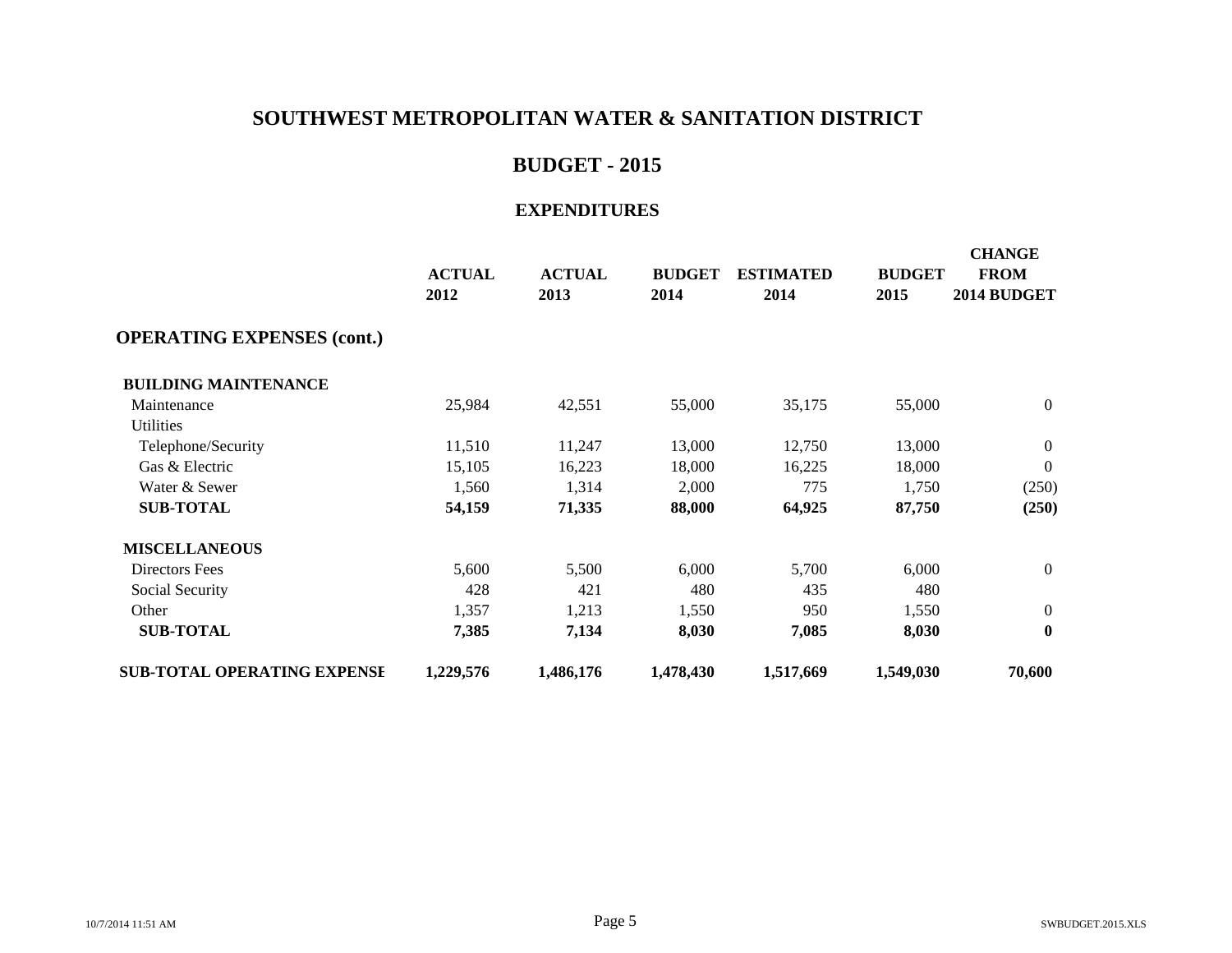# SOUTHWEST METROPOLITAN WATER & SANITATION DISTRICT

## BUDGET - 2015

### EXPENDITURES

| | ACTUAL 2012 | ACTUAL 2013 | BUDGET 2014 | ESTIMATED 2014 | BUDGET 2015 | CHANGE FROM 2014 BUDGET |
|---|---|---|---|---|---|---|
| **OPERATING EXPENSES (cont.)** | | | | | | |
| **BUILDING MAINTENANCE** | | | | | | |
| Maintenance | 25,984 | 42,551 | 55,000 | 35,175 | 55,000 | 0 |
| Utilities | | | | | | |
| Telephone/Security | 11,510 | 11,247 | 13,000 | 12,750 | 13,000 | 0 |
| Gas & Electric | 15,105 | 16,223 | 18,000 | 16,225 | 18,000 | 0 |
| Water & Sewer | 1,560 | 1,314 | 2,000 | 775 | 1,750 | (250) |
| **SUB-TOTAL** | **54,159** | **71,335** | **88,000** | **64,925** | **87,750** | **(250)** |
| **MISCELLANEOUS** | | | | | | |
| Directors Fees | 5,600 | 5,500 | 6,000 | 5,700 | 6,000 | 0 |
| Social Security | 428 | 421 | 480 | 435 | 480 | |
| Other | 1,357 | 1,213 | 1,550 | 950 | 1,550 | 0 |
| **SUB-TOTAL** | **7,385** | **7,134** | **8,030** | **7,085** | **8,030** | **0** |
| **SUB-TOTAL OPERATING EXPENSE** | **1,229,576** | **1,486,176** | **1,478,430** | **1,517,669** | **1,549,030** | **70,600** |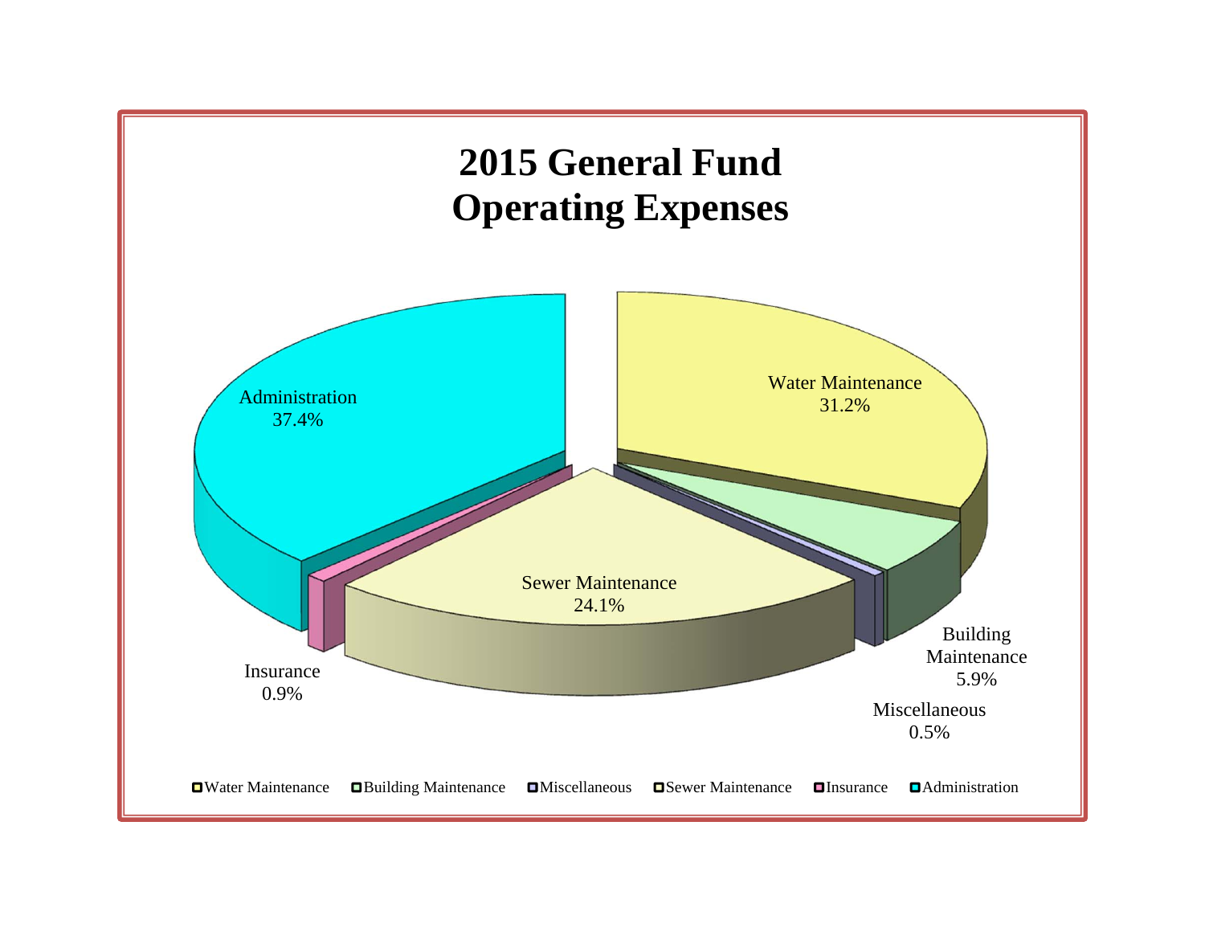# 2015 General Fund Operating Expenses

| Category | Percentage |
|---|---|
| Water Maintenance | 31.2% |
| Building Maintenance | 5.9% |
| Miscellaneous | 0.5% |
| Sewer Maintenance | 24.1% |
| Insurance | 0.9% |
| Administration | 37.4% |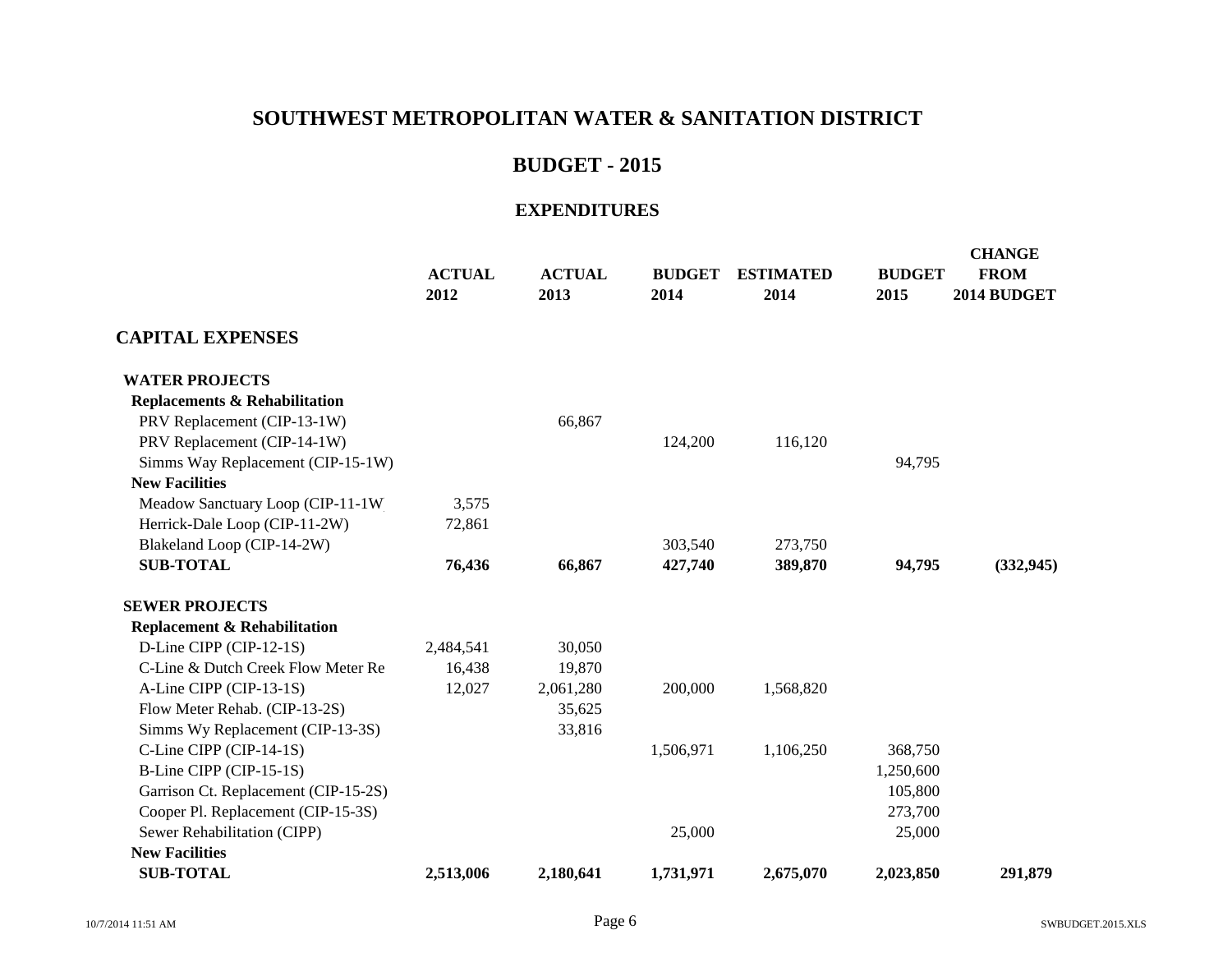# SOUTHWEST METROPOLITAN WATER & SANITATION DISTRICT

## BUDGET - 2015

### EXPENDITURES

| | ACTUAL 2012 | ACTUAL 2013 | BUDGET 2014 | ESTIMATED 2014 | BUDGET 2015 | CHANGE FROM 2014 BUDGET |
|---|---|---|---|---|---|---|
| **CAPITAL EXPENSES** | | | | | | |
| **WATER PROJECTS** | | | | | | |
| **Replacements & Rehabilitation** | | | | | | |
| PRV Replacement (CIP-13-1W) | | 66,867 | | | | |
| PRV Replacement (CIP-14-1W) | | | 124,200 | 116,120 | | |
| Simms Way Replacement (CIP-15-1W) | | | | | 94,795 | |
| **New Facilities** | | | | | | |
| Meadow Sanctuary Loop (CIP-11-1W | 3,575 | | | | | |
| Herrick-Dale Loop (CIP-11-2W) | 72,861 | | | | | |
| Blakeland Loop (CIP-14-2W) | | | 303,540 | 273,750 | | |
| **SUB-TOTAL** | **76,436** | **66,867** | **427,740** | **389,870** | **94,795** | **(332,945)** |
| **SEWER PROJECTS** | | | | | | |
| **Replacement & Rehabilitation** | | | | | | |
| D-Line CIPP (CIP-12-1S) | 2,484,541 | 30,050 | | | | |
| C-Line & Dutch Creek Flow Meter Re | 16,438 | 19,870 | | | | |
| A-Line CIPP (CIP-13-1S) | 12,027 | 2,061,280 | 200,000 | 1,568,820 | | |
| Flow Meter Rehab. (CIP-13-2S) | | 35,625 | | | | |
| Simms Wy Replacement (CIP-13-3S) | | 33,816 | | | | |
| C-Line CIPP (CIP-14-1S) | | | 1,506,971 | 1,106,250 | 368,750 | |
| B-Line CIPP (CIP-15-1S) | | | | | 1,250,600 | |
| Garrison Ct. Replacement (CIP-15-2S) | | | | | 105,800 | |
| Cooper Pl. Replacement (CIP-15-3S) | | | | | 273,700 | |
| Sewer Rehabilitation (CIPP) | | | 25,000 | | 25,000 | |
| **New Facilities** | | | | | | |
| **SUB-TOTAL** | **2,513,006** | **2,180,641** | **1,731,971** | **2,675,070** | **2,023,850** | **291,879** |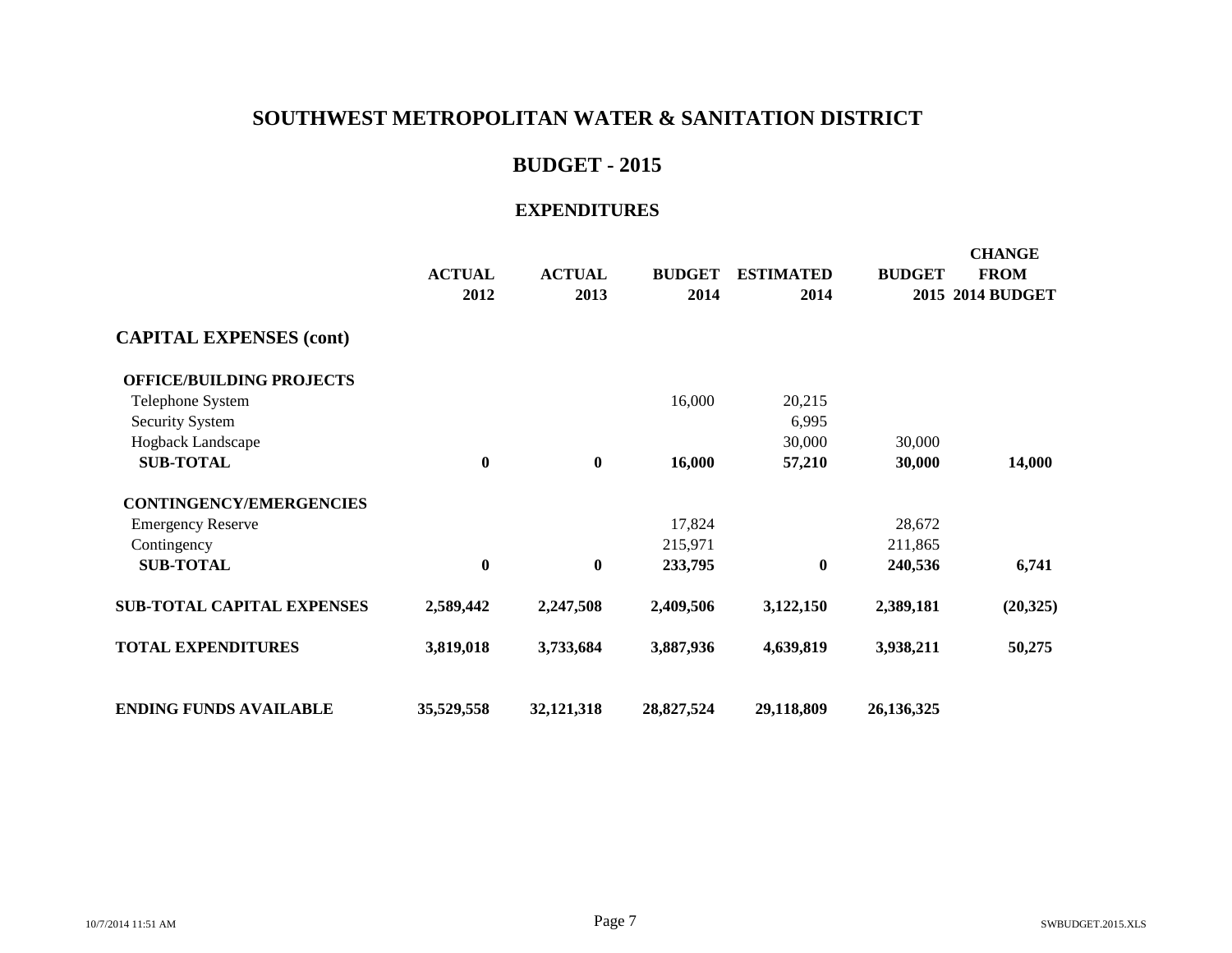# SOUTHWEST METROPOLITAN WATER & SANITATION DISTRICT

## BUDGET - 2015

### EXPENDITURES

| | ACTUAL 2012 | ACTUAL 2013 | BUDGET 2014 | ESTIMATED 2014 | BUDGET 2015 | CHANGE FROM 2014 BUDGET |
|---|---|---|---|---|---|---|
| **CAPITAL EXPENSES (cont)** | | | | | | |
| **OFFICE/BUILDING PROJECTS** | | | | | | |
| Telephone System | | | 16,000 | 20,215 | | |
| Security System | | | | 6,995 | | |
| Hogback Landscape | | | | 30,000 | 30,000 | |
| **SUB-TOTAL** | **0** | **0** | **16,000** | **57,210** | **30,000** | **14,000** |
| **CONTINGENCY/EMERGENCIES** | | | | | | |
| Emergency Reserve | | | 17,824 | | 28,672 | |
| Contingency | | | 215,971 | | 211,865 | |
| **SUB-TOTAL** | **0** | **0** | **233,795** | **0** | **240,536** | **6,741** |
| **SUB-TOTAL CAPITAL EXPENSES** | **2,589,442** | **2,247,508** | **2,409,506** | **3,122,150** | **2,389,181** | **(20,325)** |
| **TOTAL EXPENDITURES** | **3,819,018** | **3,733,684** | **3,887,936** | **4,639,819** | **3,938,211** | **50,275** |
| **ENDING FUNDS AVAILABLE** | **35,529,558** | **32,121,318** | **28,827,524** | **29,118,809** | **26,136,325** | |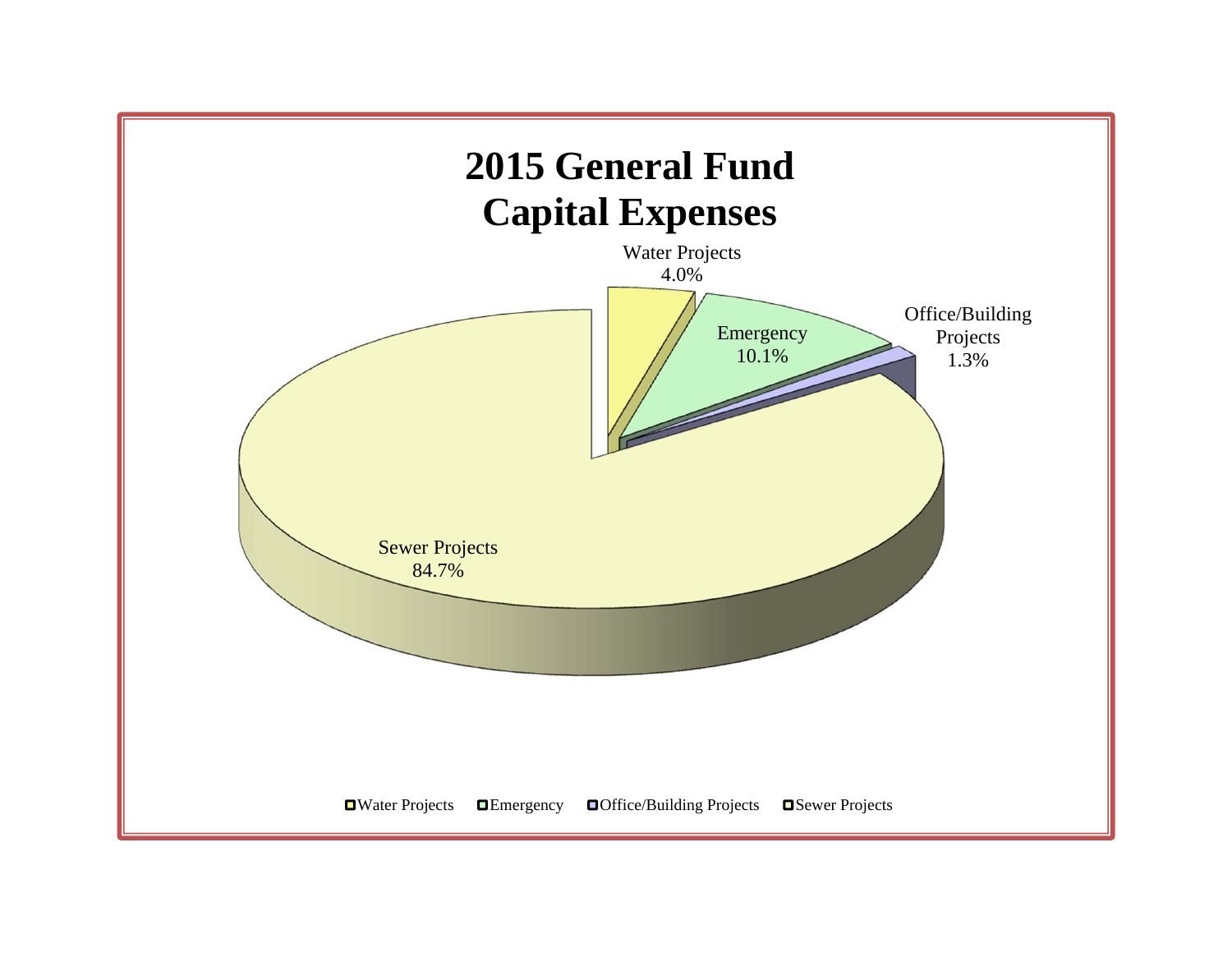# 2015 General Fund Capital Expenses

Water Projects 4.0%

Emergency 10.1%

Office/Building Projects 1.3%

Sewer Projects 84.7%

Water Projects | Emergency | Office/Building Projects | Sewer Projects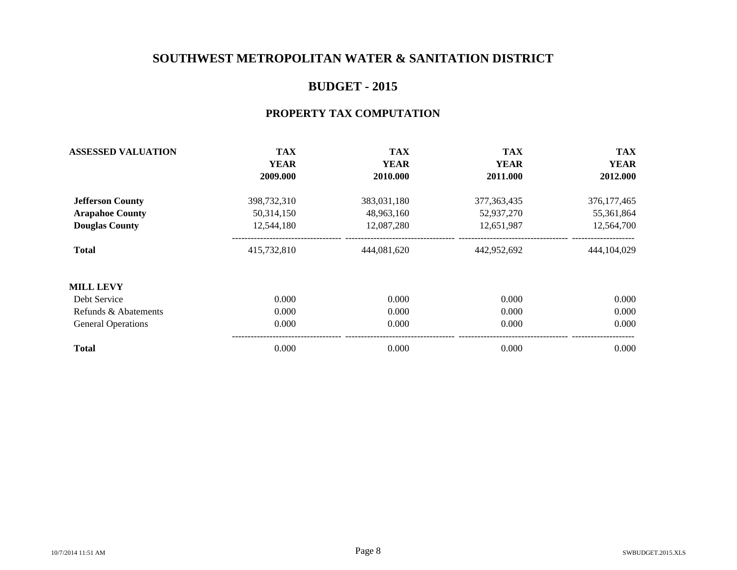# SOUTHWEST METROPOLITAN WATER & SANITATION DISTRICT

## BUDGET - 2015

### PROPERTY TAX COMPUTATION

| ASSESSED VALUATION | TAX YEAR 2009.000 | TAX YEAR 2010.000 | TAX YEAR 2011.000 | TAX YEAR 2012.000 |
|---|---|---|---|---|
| **Jefferson County** | 398,732,310 | 383,031,180 | 377,363,435 | 376,177,465 |
| **Arapahoe County** | 50,314,150 | 48,963,160 | 52,937,270 | 55,361,864 |
| **Douglas County** | 12,544,180 | 12,087,280 | 12,651,987 | 12,564,700 |
| **Total** | 415,732,810 | 444,081,620 | 442,952,692 | 444,104,029 |
| | | | | |
| **MILL LEVY** | | | | |
| Debt Service | 0.000 | 0.000 | 0.000 | 0.000 |
| Refunds & Abatements | 0.000 | 0.000 | 0.000 | 0.000 |
| General Operations | 0.000 | 0.000 | 0.000 | 0.000 |
| **Total** | 0.000 | 0.000 | 0.000 | 0.000 |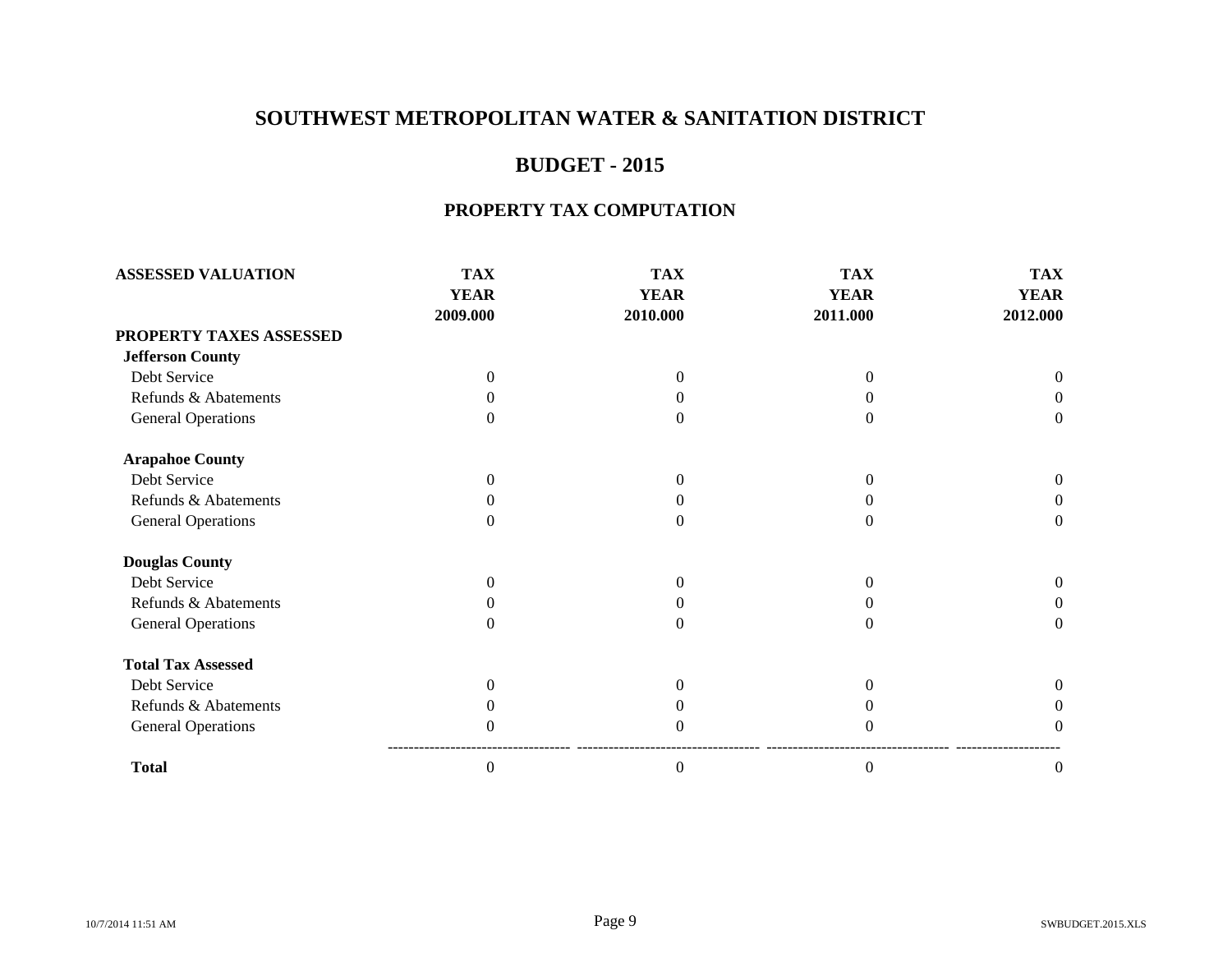# SOUTHWEST METROPOLITAN WATER & SANITATION DISTRICT

## BUDGET - 2015

### PROPERTY TAX COMPUTATION

| ASSESSED VALUATION | TAX YEAR 2009.000 | TAX YEAR 2010.000 | TAX YEAR 2011.000 | TAX YEAR 2012.000 |
|---|---|---|---|---|
| **PROPERTY TAXES ASSESSED** | | | | |
| **Jefferson County** | | | | |
| Debt Service | 0 | 0 | 0 | 0 |
| Refunds & Abatements | 0 | 0 | 0 | 0 |
| General Operations | 0 | 0 | 0 | 0 |
| **Arapahoe County** | | | | |
| Debt Service | 0 | 0 | 0 | 0 |
| Refunds & Abatements | 0 | 0 | 0 | 0 |
| General Operations | 0 | 0 | 0 | 0 |
| **Douglas County** | | | | |
| Debt Service | 0 | 0 | 0 | 0 |
| Refunds & Abatements | 0 | 0 | 0 | 0 |
| General Operations | 0 | 0 | 0 | 0 |
| **Total Tax Assessed** | | | | |
| Debt Service | 0 | 0 | 0 | 0 |
| Refunds & Abatements | 0 | 0 | 0 | 0 |
| General Operations | 0 | 0 | 0 | 0 |
| **Total** | 0 | 0 | 0 | 0 |

10/7/2014 11:51 AM SWBUDGET.2015.XLS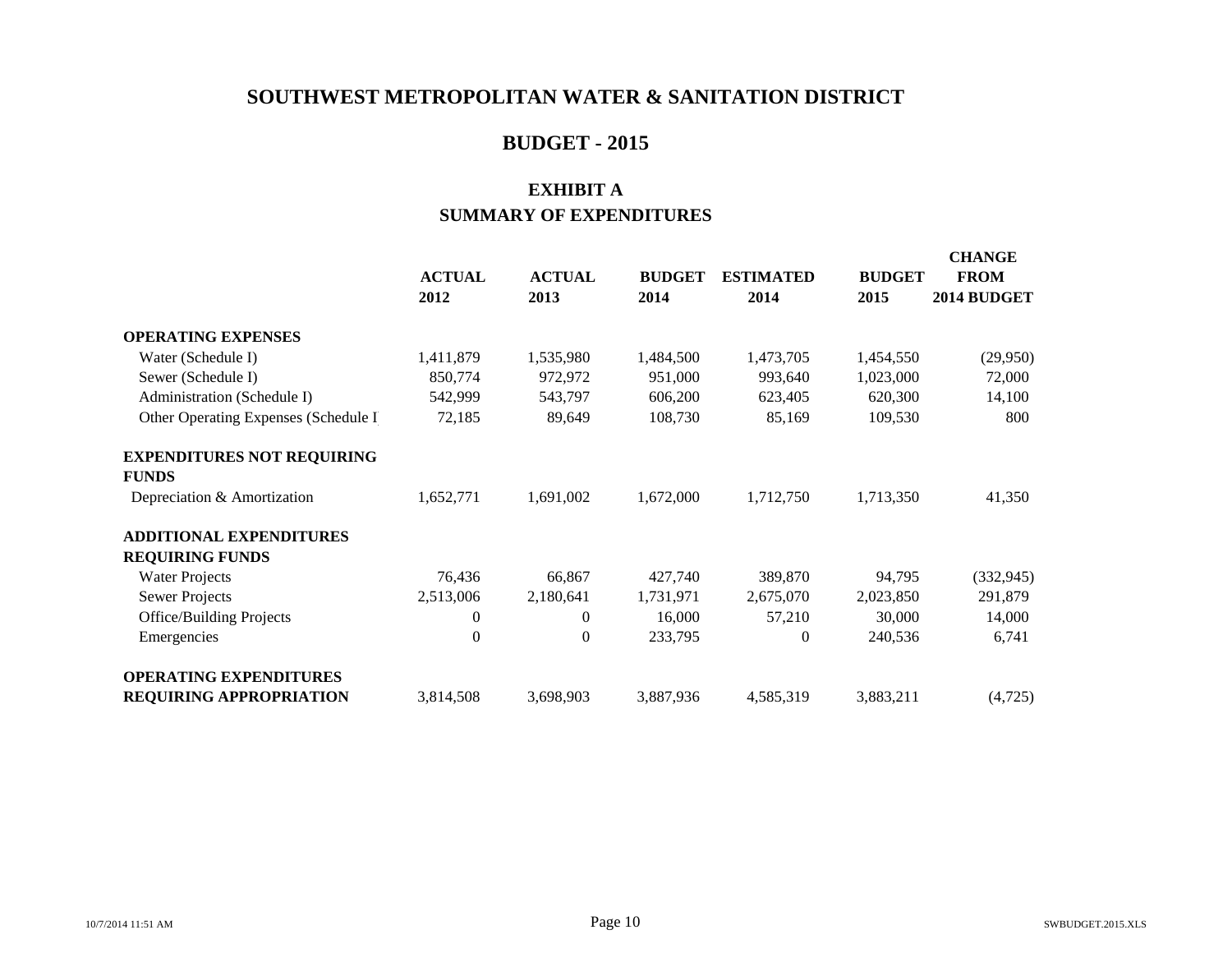# SOUTHWEST METROPOLITAN WATER & SANITATION DISTRICT

## BUDGET - 2015

### EXHIBIT A
### SUMMARY OF EXPENDITURES

| | ACTUAL 2012 | ACTUAL 2013 | BUDGET 2014 | ESTIMATED 2014 | BUDGET 2015 | CHANGE FROM 2014 BUDGET |
|---|---|---|---|---|---|---|
| **OPERATING EXPENSES** | | | | | | |
| Water (Schedule I) | 1,411,879 | 1,535,980 | 1,484,500 | 1,473,705 | 1,454,550 | (29,950) |
| Sewer (Schedule I) | 850,774 | 972,972 | 951,000 | 993,640 | 1,023,000 | 72,000 |
| Administration (Schedule I) | 542,999 | 543,797 | 606,200 | 623,405 | 620,300 | 14,100 |
| Other Operating Expenses (Schedule I | 72,185 | 89,649 | 108,730 | 85,169 | 109,530 | 800 |
| **EXPENDITURES NOT REQUIRING FUNDS** | | | | | | |
| Depreciation & Amortization | 1,652,771 | 1,691,002 | 1,672,000 | 1,712,750 | 1,713,350 | 41,350 |
| **ADDITIONAL EXPENDITURES REQUIRING FUNDS** | | | | | | |
| Water Projects | 76,436 | 66,867 | 427,740 | 389,870 | 94,795 | (332,945) |
| Sewer Projects | 2,513,006 | 2,180,641 | 1,731,971 | 2,675,070 | 2,023,850 | 291,879 |
| Office/Building Projects | 0 | 0 | 16,000 | 57,210 | 30,000 | 14,000 |
| Emergencies | 0 | 0 | 233,795 | 0 | 240,536 | 6,741 |
| **OPERATING EXPENDITURES REQUIRING APPROPRIATION** | 3,814,508 | 3,698,903 | 3,887,936 | 4,585,319 | 3,883,211 | (4,725) |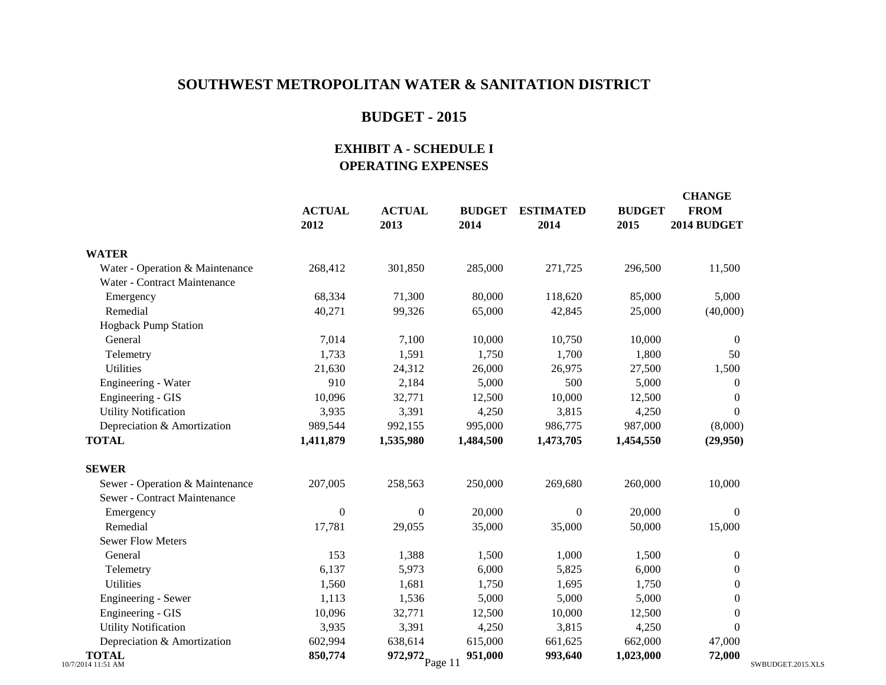# SOUTHWEST METROPOLITAN WATER & SANITATION DISTRICT

## BUDGET - 2015

### EXHIBIT A - SCHEDULE I
### OPERATING EXPENSES

| | ACTUAL 2012 | ACTUAL 2013 | BUDGET 2014 | ESTIMATED 2014 | BUDGET 2015 | CHANGE FROM 2014 BUDGET |
|---|---|---|---|---|---|---|
| **WATER** | | | | | | |
| Water - Operation & Maintenance | 268,412 | 301,850 | 285,000 | 271,725 | 296,500 | 11,500 |
| Water - Contract Maintenance | | | | | | |
| Emergency | 68,334 | 71,300 | 80,000 | 118,620 | 85,000 | 5,000 |
| Remedial | 40,271 | 99,326 | 65,000 | 42,845 | 25,000 | (40,000) |
| Hogback Pump Station | | | | | | |
| General | 7,014 | 7,100 | 10,000 | 10,750 | 10,000 | 0 |
| Telemetry | 1,733 | 1,591 | 1,750 | 1,700 | 1,800 | 50 |
| Utilities | 21,630 | 24,312 | 26,000 | 26,975 | 27,500 | 1,500 |
| Engineering - Water | 910 | 2,184 | 5,000 | 500 | 5,000 | 0 |
| Engineering - GIS | 10,096 | 32,771 | 12,500 | 10,000 | 12,500 | 0 |
| Utility Notification | 3,935 | 3,391 | 4,250 | 3,815 | 4,250 | 0 |
| Depreciation & Amortization | 989,544 | 992,155 | 995,000 | 986,775 | 987,000 | (8,000) |
| **TOTAL** | **1,411,879** | **1,535,980** | **1,484,500** | **1,473,705** | **1,454,550** | **(29,950)** |
| | | | | | | |
| **SEWER** | | | | | | |
| Sewer - Operation & Maintenance | 207,005 | 258,563 | 250,000 | 269,680 | 260,000 | 10,000 |
| Sewer - Contract Maintenance | | | | | | |
| Emergency | 0 | 0 | 20,000 | 0 | 20,000 | 0 |
| Remedial | 17,781 | 29,055 | 35,000 | 35,000 | 50,000 | 15,000 |
| Sewer Flow Meters | | | | | | |
| General | 153 | 1,388 | 1,500 | 1,000 | 1,500 | 0 |
| Telemetry | 6,137 | 5,973 | 6,000 | 5,825 | 6,000 | 0 |
| Utilities | 1,560 | 1,681 | 1,750 | 1,695 | 1,750 | 0 |
| Engineering - Sewer | 1,113 | 1,536 | 5,000 | 5,000 | 5,000 | 0 |
| Engineering - GIS | 10,096 | 32,771 | 12,500 | 10,000 | 12,500 | 0 |
| Utility Notification | 3,935 | 3,391 | 4,250 | 3,815 | 4,250 | 0 |
| Depreciation & Amortization | 602,994 | 638,614 | 615,000 | 661,625 | 662,000 | 47,000 |
| **TOTAL** | **850,774** | **972,972** | **951,000** | **993,640** | **1,023,000** | **72,000** |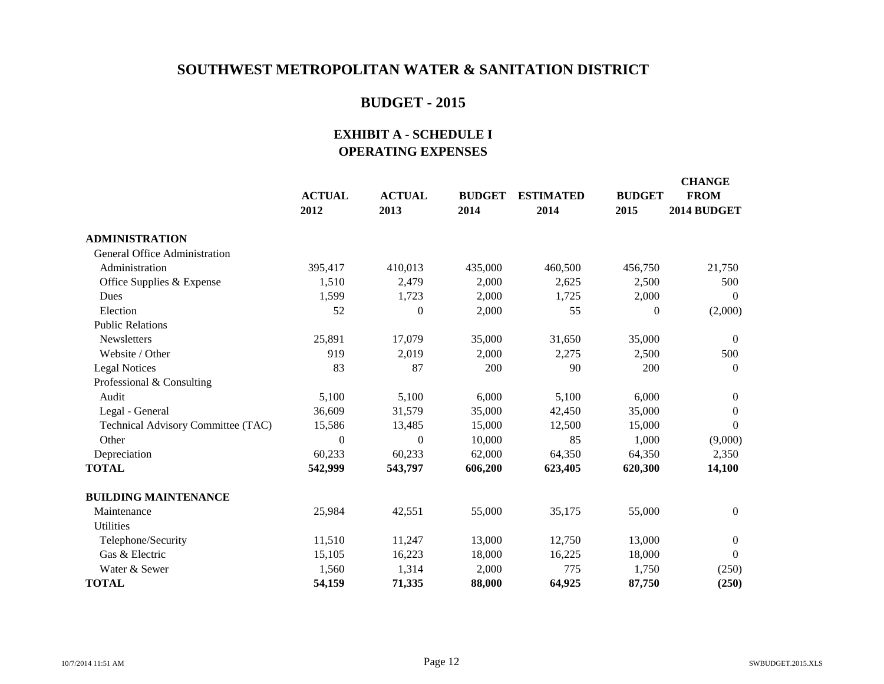# SOUTHWEST METROPOLITAN WATER & SANITATION DISTRICT

## BUDGET - 2015

### EXHIBIT A - SCHEDULE I
### OPERATING EXPENSES

| | ACTUAL 2012 | ACTUAL 2013 | BUDGET 2014 | ESTIMATED 2014 | BUDGET 2015 | CHANGE FROM 2014 BUDGET |
|---|---|---|---|---|---|---|
| **ADMINISTRATION** | | | | | | |
| General Office Administration | | | | | | |
| Administration | 395,417 | 410,013 | 435,000 | 460,500 | 456,750 | 21,750 |
| Office Supplies & Expense | 1,510 | 2,479 | 2,000 | 2,625 | 2,500 | 500 |
| Dues | 1,599 | 1,723 | 2,000 | 1,725 | 2,000 | 0 |
| Election | 52 | 0 | 2,000 | 55 | 0 | (2,000) |
| Public Relations | | | | | | |
| Newsletters | 25,891 | 17,079 | 35,000 | 31,650 | 35,000 | 0 |
| Website / Other | 919 | 2,019 | 2,000 | 2,275 | 2,500 | 500 |
| Legal Notices | 83 | 87 | 200 | 90 | 200 | 0 |
| Professional & Consulting | | | | | | |
| Audit | 5,100 | 5,100 | 6,000 | 5,100 | 6,000 | 0 |
| Legal - General | 36,609 | 31,579 | 35,000 | 42,450 | 35,000 | 0 |
| Technical Advisory Committee (TAC) | 15,586 | 13,485 | 15,000 | 12,500 | 15,000 | 0 |
| Other | 0 | 0 | 10,000 | 85 | 1,000 | (9,000) |
| Depreciation | 60,233 | 60,233 | 62,000 | 64,350 | 64,350 | 2,350 |
| **TOTAL** | **542,999** | **543,797** | **606,200** | **623,405** | **620,300** | **14,100** |
| **BUILDING MAINTENANCE** | | | | | | |
| Maintenance | 25,984 | 42,551 | 55,000 | 35,175 | 55,000 | 0 |
| Utilities | | | | | | |
| Telephone/Security | 11,510 | 11,247 | 13,000 | 12,750 | 13,000 | 0 |
| Gas & Electric | 15,105 | 16,223 | 18,000 | 16,225 | 18,000 | 0 |
| Water & Sewer | 1,560 | 1,314 | 2,000 | 775 | 1,750 | (250) |
| **TOTAL** | **54,159** | **71,335** | **88,000** | **64,925** | **87,750** | **(250)** |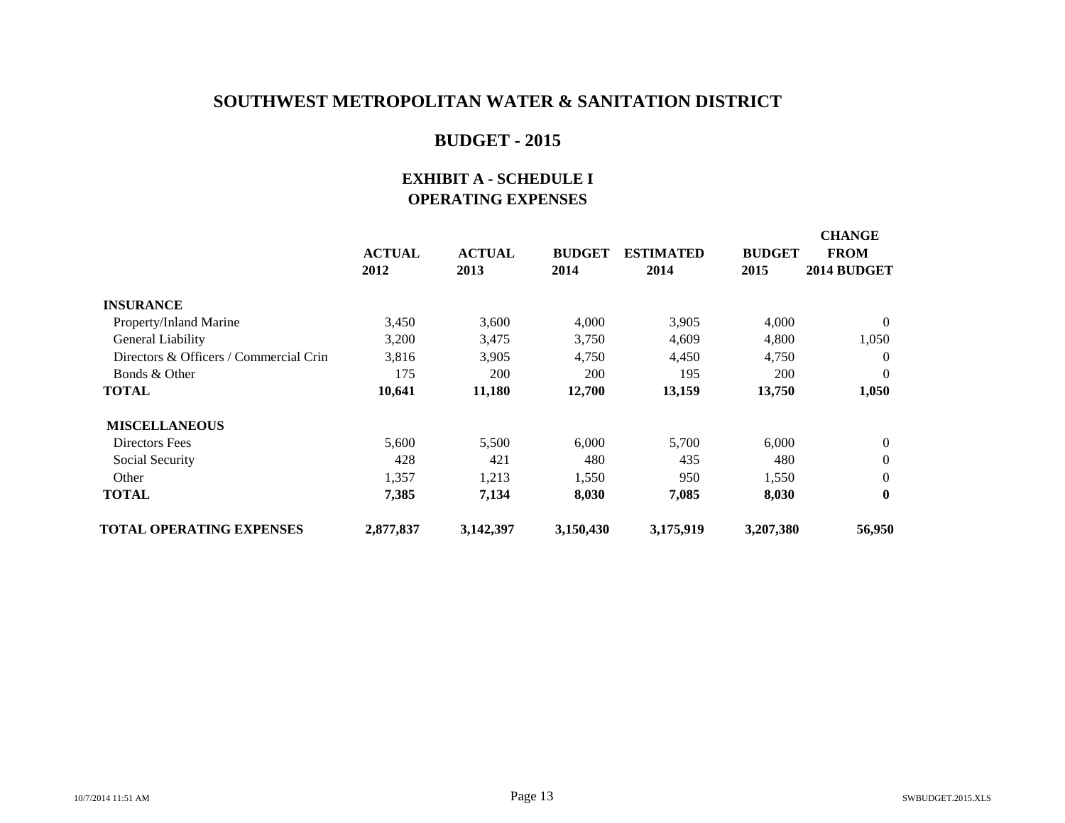# SOUTHWEST METROPOLITAN WATER & SANITATION DISTRICT

## BUDGET - 2015

### EXHIBIT A - SCHEDULE I
### OPERATING EXPENSES

| | ACTUAL 2012 | ACTUAL 2013 | BUDGET 2014 | ESTIMATED 2014 | BUDGET 2015 | CHANGE FROM 2014 BUDGET |
|---|---|---|---|---|---|---|
| **INSURANCE** | | | | | | |
| Property/Inland Marine | 3,450 | 3,600 | 4,000 | 3,905 | 4,000 | 0 |
| General Liability | 3,200 | 3,475 | 3,750 | 4,609 | 4,800 | 1,050 |
| Directors & Officers / Commercial Crin | 3,816 | 3,905 | 4,750 | 4,450 | 4,750 | 0 |
| Bonds & Other | 175 | 200 | 200 | 195 | 200 | 0 |
| **TOTAL** | **10,641** | **11,180** | **12,700** | **13,159** | **13,750** | **1,050** |
| **MISCELLANEOUS** | | | | | | |
| Directors Fees | 5,600 | 5,500 | 6,000 | 5,700 | 6,000 | 0 |
| Social Security | 428 | 421 | 480 | 435 | 480 | 0 |
| Other | 1,357 | 1,213 | 1,550 | 950 | 1,550 | 0 |
| **TOTAL** | **7,385** | **7,134** | **8,030** | **7,085** | **8,030** | **0** |
| **TOTAL OPERATING EXPENSES** | **2,877,837** | **3,142,397** | **3,150,430** | **3,175,919** | **3,207,380** | **56,950** |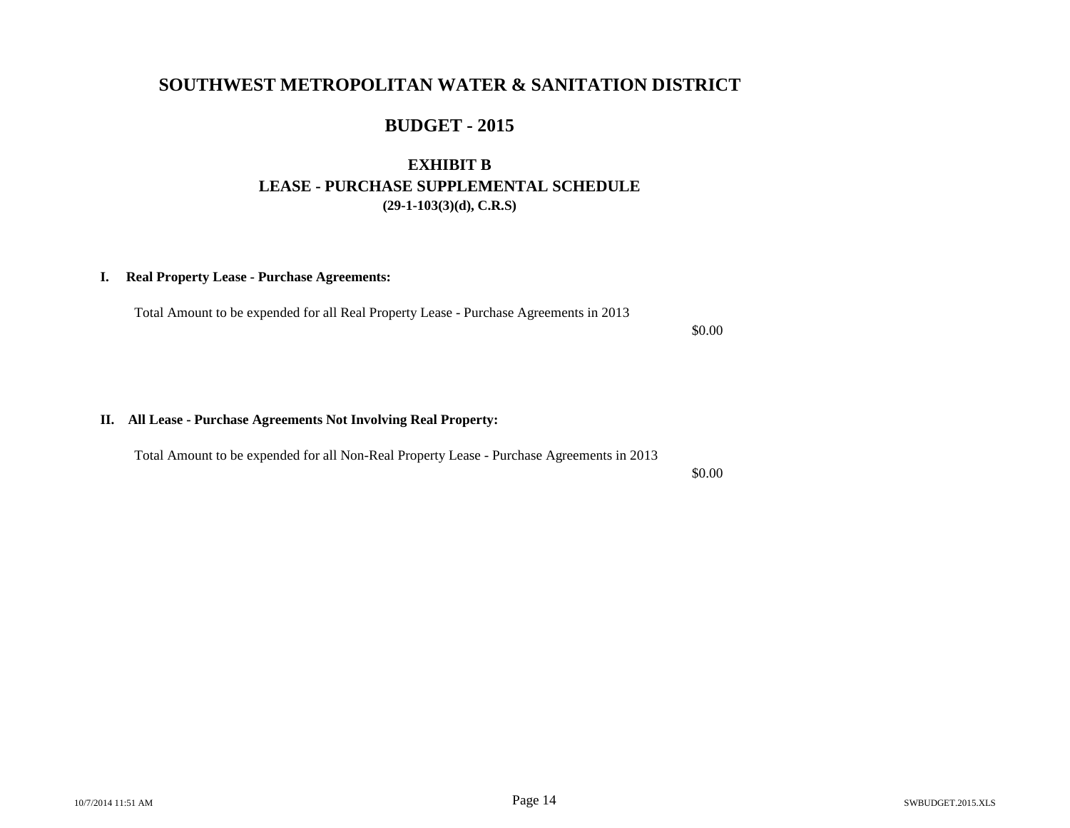# SOUTHWEST METROPOLITAN WATER & SANITATION DISTRICT

## BUDGET - 2015

### EXHIBIT B
### LEASE - PURCHASE SUPPLEMENTAL SCHEDULE
**(29-1-103(3)(d), C.R.S)**

**I. Real Property Lease - Purchase Agreements:**

Total Amount to be expended for all Real Property Lease - Purchase Agreements in 2013

$0.00

**II. All Lease - Purchase Agreements Not Involving Real Property:**

Total Amount to be expended for all Non-Real Property Lease - Purchase Agreements in 2013

$0.00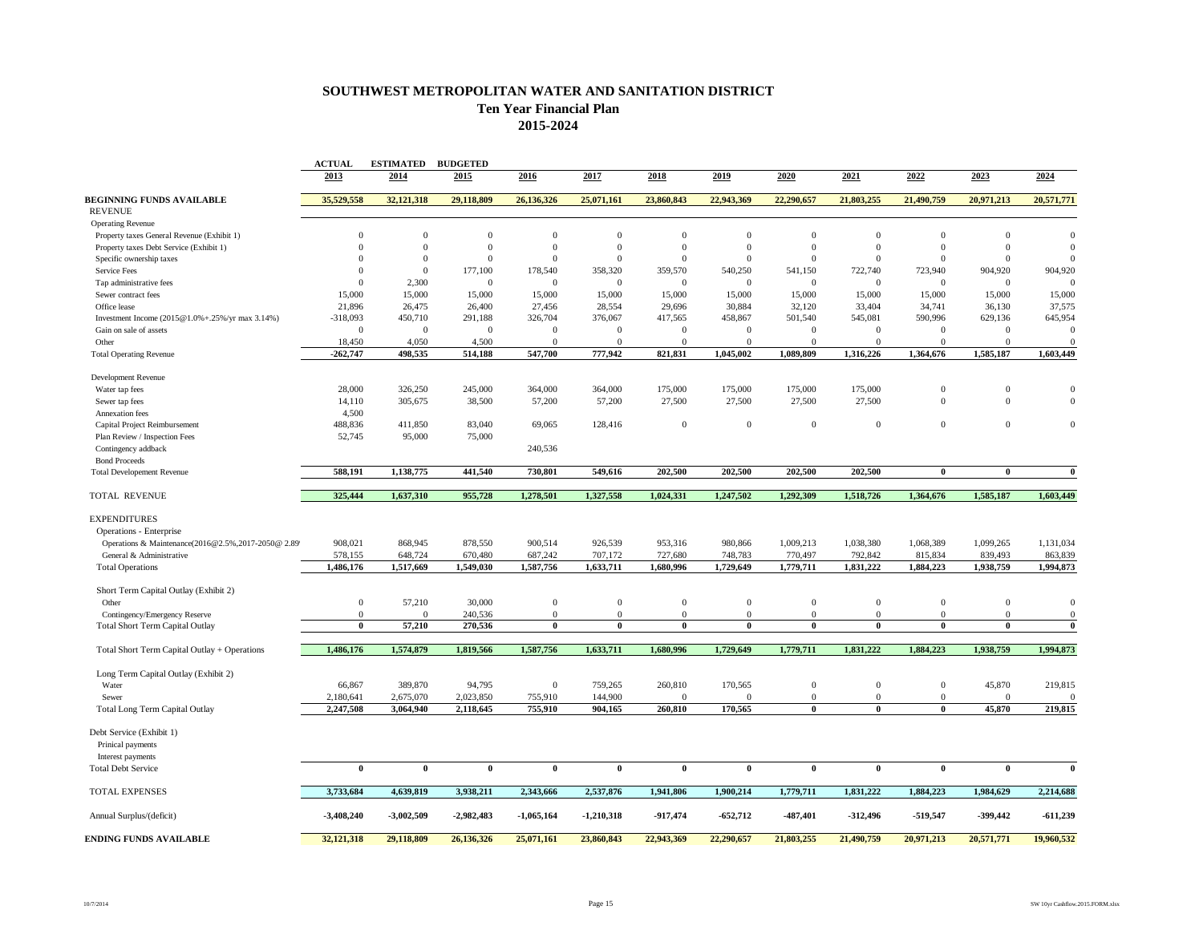# SOUTHWEST METROPOLITAN WATER AND SANITATION DISTRICT

## Ten Year Financial Plan

## 2015-2024

| | ACTUAL 2013 | ESTIMATED 2014 | BUDGETED 2015 | 2016 | 2017 | 2018 | 2019 | 2020 | 2021 | 2022 | 2023 | 2024 |
|---|---|---|---|---|---|---|---|---|---|---|---|---|
| **BEGINNING FUNDS AVAILABLE** | **35,529,558** | **32,121,318** | **29,118,809** | **26,136,326** | **25,071,161** | **23,860,843** | **22,943,369** | **22,290,657** | **21,803,255** | **21,490,759** | **20,971,213** | **20,571,771** |
| REVENUE | | | | | | | | | | | | |
| Operating Revenue | | | | | | | | | | | | |
| Property taxes General Revenue (Exhibit 1) | 0 | 0 | 0 | 0 | 0 | 0 | 0 | 0 | 0 | 0 | 0 | 0 |
| Property taxes Debt Service (Exhibit 1) | 0 | 0 | 0 | 0 | 0 | 0 | 0 | 0 | 0 | 0 | 0 | 0 |
| Specific ownership taxes | 0 | 0 | 0 | 0 | 0 | 0 | 0 | 0 | 0 | 0 | 0 | 0 |
| Service Fees | 0 | 0 | 177,100 | 178,540 | 358,320 | 359,570 | 540,250 | 541,150 | 722,740 | 723,940 | 904,920 | 904,920 |
| Tap administrative fees | 0 | 2,300 | 0 | 0 | 0 | 0 | 0 | 0 | 0 | 0 | 0 | 0 |
| Sewer contract fees | 15,000 | 15,000 | 15,000 | 15,000 | 15,000 | 15,000 | 15,000 | 15,000 | 15,000 | 15,000 | 15,000 | 15,000 |
| Office lease | 21,896 | 26,475 | 26,400 | 27,456 | 28,554 | 29,696 | 30,884 | 32,120 | 33,404 | 34,741 | 36,130 | 37,575 |
| Investment Income (2015@1.0%+.25%/yr max 3.14%) | -318,093 | 450,710 | 291,188 | 326,704 | 376,067 | 417,565 | 458,867 | 501,540 | 545,081 | 590,996 | 629,136 | 645,954 |
| Gain on sale of assets | 0 | 0 | 0 | 0 | 0 | 0 | 0 | 0 | 0 | 0 | 0 | 0 |
| Other | 18,450 | 4,050 | 4,500 | 0 | 0 | 0 | 0 | 0 | 0 | 0 | 0 | 0 |
| Total Operating Revenue | **-262,747** | **498,535** | **514,188** | **547,700** | **777,942** | **821,831** | **1,045,002** | **1,089,809** | **1,316,226** | **1,364,676** | **1,585,187** | **1,603,449** |
| Development Revenue | | | | | | | | | | | | |
| Water tap fees | 28,000 | 326,250 | 245,000 | 364,000 | 364,000 | 175,000 | 175,000 | 175,000 | 175,000 | 0 | 0 | 0 |
| Sewer tap fees | 14,110 | 305,675 | 38,500 | 57,200 | 57,200 | 27,500 | 27,500 | 27,500 | 27,500 | 0 | 0 | 0 |
| Annexation fees | 4,500 | | | | | | | | | | | |
| Capital Project Reimbursement | 488,836 | 411,850 | 83,040 | 69,065 | 128,416 | 0 | 0 | 0 | 0 | 0 | 0 | 0 |
| Plan Review / Inspection Fees | 52,745 | 95,000 | 75,000 | | | | | | | | | |
| Contingency addback | | | | 240,536 | | | | | | | | |
| Bond Proceeds | | | | | | | | | | | | |
| Total Developement Revenue | **588,191** | **1,138,775** | **441,540** | **730,801** | **549,616** | **202,500** | **202,500** | **202,500** | **202,500** | **0** | **0** | **0** |
| TOTAL REVENUE | **325,444** | **1,637,310** | **955,728** | **1,278,501** | **1,327,558** | **1,024,331** | **1,247,502** | **1,292,309** | **1,518,726** | **1,364,676** | **1,585,187** | **1,603,449** |
| EXPENDITURES | | | | | | | | | | | | |
| Operations - Enterprise | | | | | | | | | | | | |
| Operations & Maintenance(2016@2.5%,2017-2050@ 2.8% | 908,021 | 868,945 | 878,550 | 900,514 | 926,539 | 953,316 | 980,866 | 1,009,213 | 1,038,380 | 1,068,389 | 1,099,265 | 1,131,034 |
| General & Administrative | 578,155 | 648,724 | 670,480 | 687,242 | 707,172 | 727,680 | 748,783 | 770,497 | 792,842 | 815,834 | 839,493 | 863,839 |
| Total Operations | **1,486,176** | **1,517,669** | **1,549,030** | **1,587,756** | **1,633,711** | **1,680,996** | **1,729,649** | **1,779,711** | **1,831,222** | **1,884,223** | **1,938,759** | **1,994,873** |
| Short Term Capital Outlay (Exhibit 2) | | | | | | | | | | | | |
| Other | 0 | 57,210 | 30,000 | 0 | 0 | 0 | 0 | 0 | 0 | 0 | 0 | 0 |
| Contingency/Emergency Reserve | 0 | 0 | 240,536 | 0 | 0 | 0 | 0 | 0 | 0 | 0 | 0 | 0 |
| Total Short Term Capital Outlay | **0** | **57,210** | **270,536** | **0** | **0** | **0** | **0** | **0** | **0** | **0** | **0** | **0** |
| Total Short Term Capital Outlay + Operations | **1,486,176** | **1,574,879** | **1,819,566** | **1,587,756** | **1,633,711** | **1,680,996** | **1,729,649** | **1,779,711** | **1,831,222** | **1,884,223** | **1,938,759** | **1,994,873** |
| Long Term Capital Outlay (Exhibit 2) | | | | | | | | | | | | |
| Water | 66,867 | 389,870 | 94,795 | 0 | 759,265 | 260,810 | 170,565 | 0 | 0 | 0 | 45,870 | 219,815 |
| Sewer | 2,180,641 | 2,675,070 | 2,023,850 | 755,910 | 144,900 | 0 | 0 | 0 | 0 | 0 | 0 | 0 |
| Total Long Term Capital Outlay | **2,247,508** | **3,064,940** | **2,118,645** | **755,910** | **904,165** | **260,810** | **170,565** | **0** | **0** | **0** | **45,870** | **219,815** |
| Debt Service (Exhibit 1) | | | | | | | | | | | | |
| Prinical payments | | | | | | | | | | | | |
| Interest payments | | | | | | | | | | | | |
| Total Debt Service | **0** | **0** | **0** | **0** | **0** | **0** | **0** | **0** | **0** | **0** | **0** | **0** |
| TOTAL EXPENSES | **3,733,684** | **4,639,819** | **3,938,211** | **2,343,666** | **2,537,876** | **1,941,806** | **1,900,214** | **1,779,711** | **1,831,222** | **1,884,223** | **1,984,629** | **2,214,688** |
| Annual Surplus/(deficit) | **-3,408,240** | **-3,002,509** | **-2,982,483** | **-1,065,164** | **-1,210,318** | **-917,474** | **-652,712** | **-487,401** | **-312,496** | **-519,547** | **-399,442** | **-611,239** |
| **ENDING FUNDS AVAILABLE** | **32,121,318** | **29,118,809** | **26,136,326** | **25,071,161** | **23,860,843** | **22,943,369** | **22,290,657** | **21,803,255** | **21,490,759** | **20,971,213** | **20,571,771** | **19,960,532** |

10/7/2014 SW 10yr Cashflow.2015.FORM.xlsx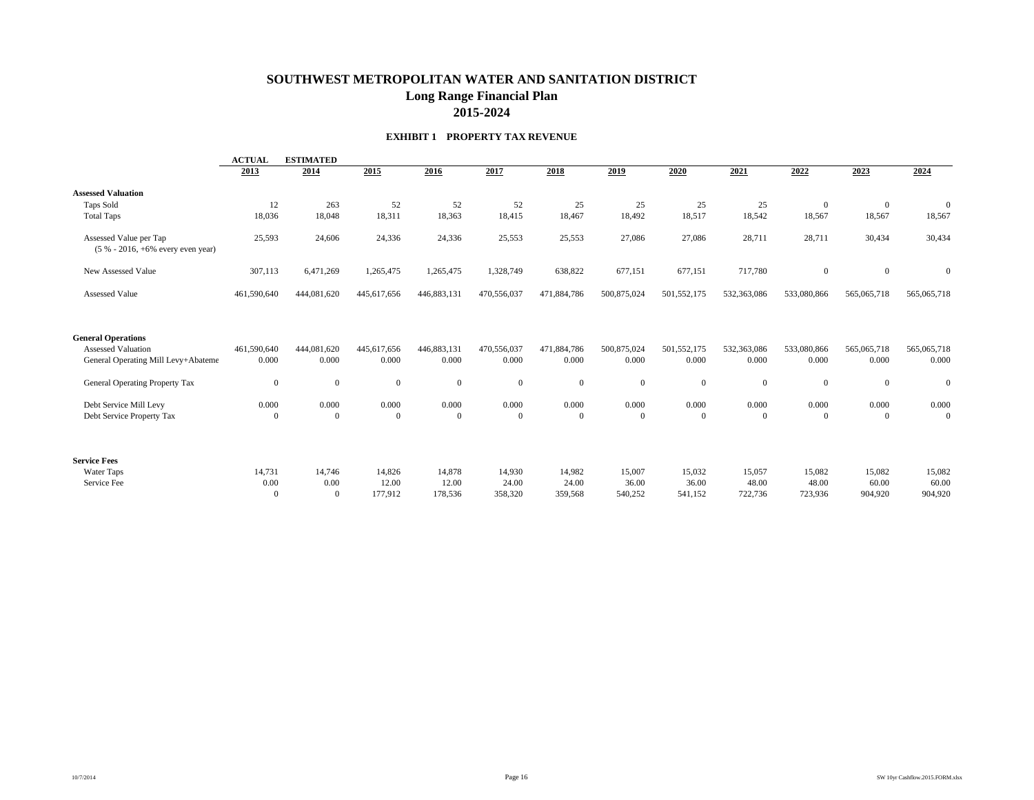# SOUTHWEST METROPOLITAN WATER AND SANITATION DISTRICT

## Long Range Financial Plan

## 2015-2024

### EXHIBIT 1 PROPERTY TAX REVENUE

| | ACTUAL 2013 | ESTIMATED 2014 | 2015 | 2016 | 2017 | 2018 | 2019 | 2020 | 2021 | 2022 | 2023 | 2024 |
|---|---|---|---|---|---|---|---|---|---|---|---|---|
| **Assessed Valuation** | | | | | | | | | | | | |
| Taps Sold | 12 | 263 | 52 | 52 | 52 | 25 | 25 | 25 | 25 | 0 | 0 | 0 |
| Total Taps | 18,036 | 18,048 | 18,311 | 18,363 | 18,415 | 18,467 | 18,492 | 18,517 | 18,542 | 18,567 | 18,567 | 18,567 |
| Assessed Value per Tap (5 % - 2016, +6% every even year) | 25,593 | 24,606 | 24,336 | 24,336 | 25,553 | 25,553 | 27,086 | 27,086 | 28,711 | 28,711 | 30,434 | 30,434 |
| New Assessed Value | 307,113 | 6,471,269 | 1,265,475 | 1,265,475 | 1,328,749 | 638,822 | 677,151 | 677,151 | 717,780 | 0 | 0 | 0 |
| Assessed Value | 461,590,640 | 444,081,620 | 445,617,656 | 446,883,131 | 470,556,037 | 471,884,786 | 500,875,024 | 501,552,175 | 532,363,086 | 533,080,866 | 565,065,718 | 565,065,718 |
| **General Operations** | | | | | | | | | | | | |
| Assessed Valuation | 461,590,640 | 444,081,620 | 445,617,656 | 446,883,131 | 470,556,037 | 471,884,786 | 500,875,024 | 501,552,175 | 532,363,086 | 533,080,866 | 565,065,718 | 565,065,718 |
| General Operating Mill Levy+Abateme | 0.000 | 0.000 | 0.000 | 0.000 | 0.000 | 0.000 | 0.000 | 0.000 | 0.000 | 0.000 | 0.000 | 0.000 |
| General Operating Property Tax | 0 | 0 | 0 | 0 | 0 | 0 | 0 | 0 | 0 | 0 | 0 | 0 |
| Debt Service Mill Levy | 0.000 | 0.000 | 0.000 | 0.000 | 0.000 | 0.000 | 0.000 | 0.000 | 0.000 | 0.000 | 0.000 | 0.000 |
| Debt Service Property Tax | 0 | 0 | 0 | 0 | 0 | 0 | 0 | 0 | 0 | 0 | 0 | 0 |
| **Service Fees** | | | | | | | | | | | | |
| Water Taps | 14,731 | 14,746 | 14,826 | 14,878 | 14,930 | 14,982 | 15,007 | 15,032 | 15,057 | 15,082 | 15,082 | 15,082 |
| Service Fee | 0.00 | 0.00 | 12.00 | 12.00 | 24.00 | 24.00 | 36.00 | 36.00 | 48.00 | 48.00 | 60.00 | 60.00 |
| | 0 | 0 | 177,912 | 178,536 | 358,320 | 359,568 | 540,252 | 541,152 | 722,736 | 723,936 | 904,920 | 904,920 |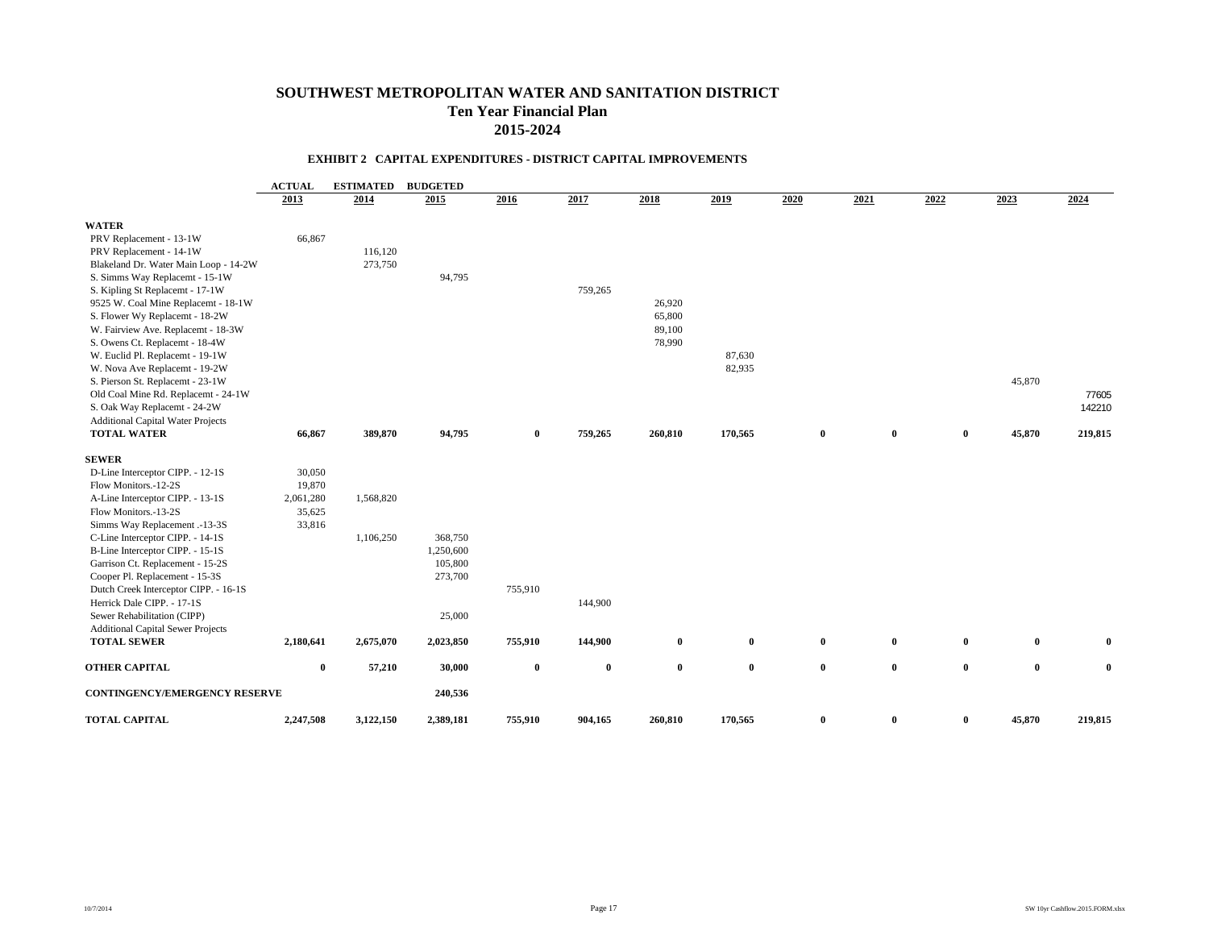# SOUTHWEST METROPOLITAN WATER AND SANITATION DISTRICT
## Ten Year Financial Plan
## 2015-2024

### EXHIBIT 2 CAPITAL EXPENDITURES - DISTRICT CAPITAL IMPROVEMENTS

| | ACTUAL 2013 | ESTIMATED 2014 | BUDGETED 2015 | 2016 | 2017 | 2018 | 2019 | 2020 | 2021 | 2022 | 2023 | 2024 |
|---|---|---|---|---|---|---|---|---|---|---|---|---|
| **WATER** | | | | | | | | | | | | |
| PRV Replacement - 13-1W | 66,867 | | | | | | | | | | | |
| PRV Replacement - 14-1W | | 116,120 | | | | | | | | | | |
| Blakeland Dr. Water Main Loop - 14-2W | | 273,750 | | | | | | | | | | |
| S. Simms Way Replacemt - 15-1W | | | 94,795 | | | | | | | | | |
| S. Kipling St Replacemt - 17-1W | | | | | 759,265 | | | | | | | |
| 9525 W. Coal Mine Replacemt - 18-1W | | | | | | 26,920 | | | | | | |
| S. Flower Wy Replacemt - 18-2W | | | | | | 65,800 | | | | | | |
| W. Fairview Ave. Replacemt - 18-3W | | | | | | 89,100 | | | | | | |
| S. Owens Ct. Replacemt - 18-4W | | | | | | 78,990 | | | | | | |
| W. Euclid Pl. Replacemt - 19-1W | | | | | | | 87,630 | | | | | |
| W. Nova Ave Replacemt - 19-2W | | | | | | | 82,935 | | | | | |
| S. Pierson St. Replacemt - 23-1W | | | | | | | | | | | 45,870 | |
| Old Coal Mine Rd. Replacemt - 24-1W | | | | | | | | | | | | 77605 |
| S. Oak Way Replacemt - 24-2W | | | | | | | | | | | | 142210 |
| Additional Capital Water Projects | | | | | | | | | | | | |
| **TOTAL WATER** | **66,867** | **389,870** | **94,795** | **0** | **759,265** | **260,810** | **170,565** | **0** | **0** | **0** | **45,870** | **219,815** |
| **SEWER** | | | | | | | | | | | | |
| D-Line Interceptor CIPP. - 12-1S | 30,050 | | | | | | | | | | | |
| Flow Monitors.-12-2S | 19,870 | | | | | | | | | | | |
| A-Line Interceptor CIPP. - 13-1S | 2,061,280 | 1,568,820 | | | | | | | | | | |
| Flow Monitors.-13-2S | 35,625 | | | | | | | | | | | |
| Simms Way Replacement .-13-3S | 33,816 | | | | | | | | | | | |
| C-Line Interceptor CIPP. - 14-1S | | 1,106,250 | 368,750 | | | | | | | | | |
| B-Line Interceptor CIPP. - 15-1S | | | 1,250,600 | | | | | | | | | |
| Garrison Ct. Replacement - 15-2S | | | 105,800 | | | | | | | | | |
| Cooper Pl. Replacement - 15-3S | | | 273,700 | | | | | | | | | |
| Dutch Creek Interceptor CIPP. - 16-1S | | | | 755,910 | | | | | | | | |
| Herrick Dale CIPP. - 17-1S | | | | | 144,900 | | | | | | | |
| Sewer Rehabilitation (CIPP) | | | 25,000 | | | | | | | | | |
| Additional Capital Sewer Projects | | | | | | | | | | | | |
| **TOTAL SEWER** | **2,180,641** | **2,675,070** | **2,023,850** | **755,910** | **144,900** | **0** | **0** | **0** | **0** | **0** | **0** | **0** |
| **OTHER CAPITAL** | **0** | **57,210** | **30,000** | **0** | **0** | **0** | **0** | **0** | **0** | **0** | **0** | **0** |
| **CONTINGENCY/EMERGENCY RESERVE** | | | **240,536** | | | | | | | | | |
| **TOTAL CAPITAL** | **2,247,508** | **3,122,150** | **2,389,181** | **755,910** | **904,165** | **260,810** | **170,565** | **0** | **0** | **0** | **45,870** | **219,815** |

10/7/2014 SW 10yr Cashflow.2015.FORM.xlsx